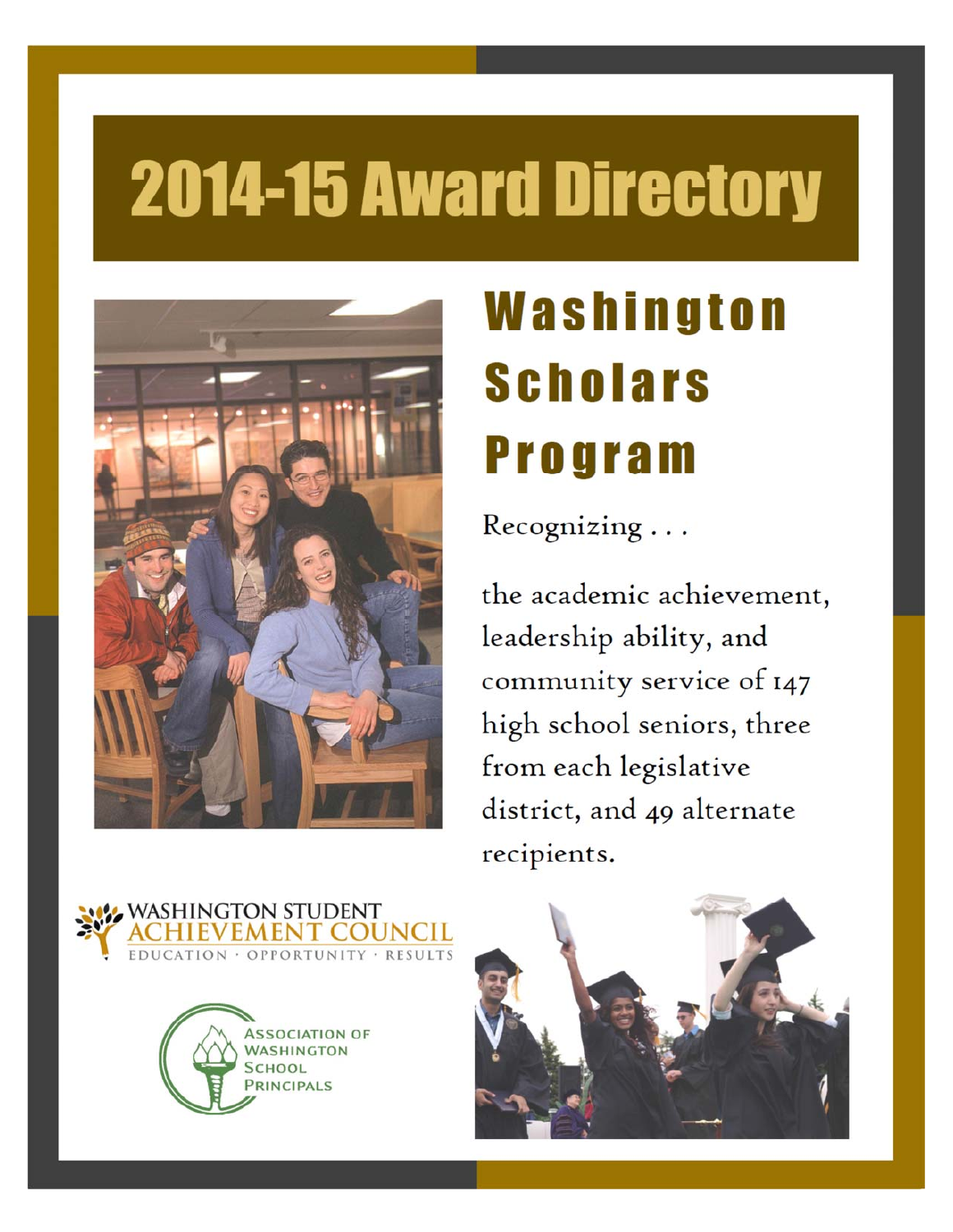# 2014-15 Award Directory

## Washington Scholars Program

Recognizing . . .

the academic achievement, leadership ability, and community service of 147 high school seniors, three from each legislative district, and 49 alternate recipients.

WASHINGTON STUDENT ACHIEVEMENT COUNCIL
EDUCATION · OPPORTUNITY · RESULTS

ASSOCIATION OF WASHINGTON SCHOOL PRINCIPALS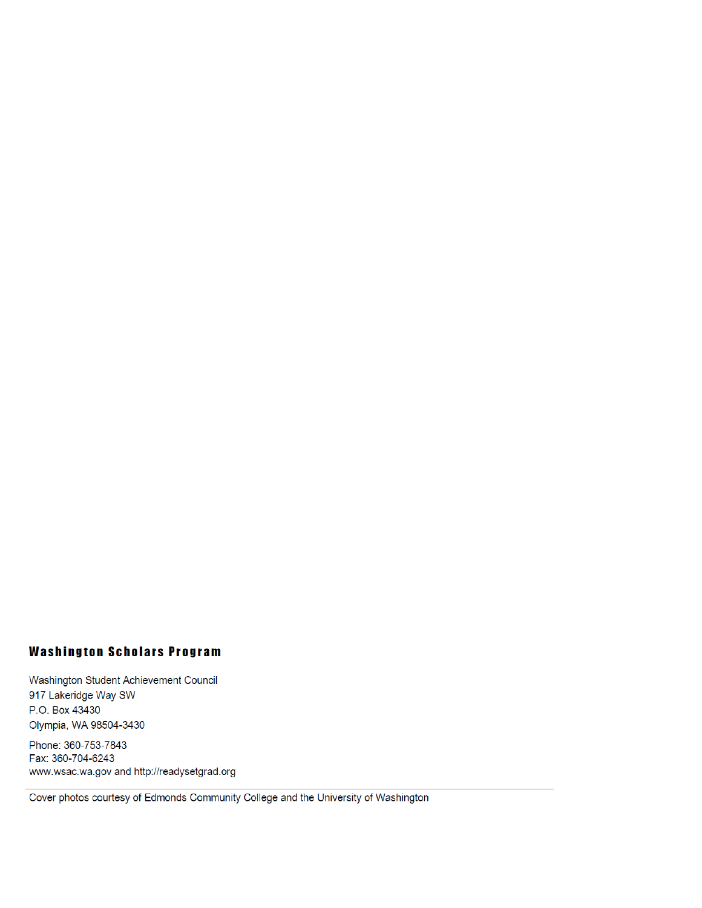## Washington Scholars Program

Washington Student Achievement Council
917 Lakeridge Way SW
P.O. Box 43430
Olympia, WA 98504-3430

Phone: 360-753-7843
Fax: 360-704-6243
www.wsac.wa.gov and http://readysetgrad.org

---

Cover photos courtesy of Edmonds Community College and the University of Washington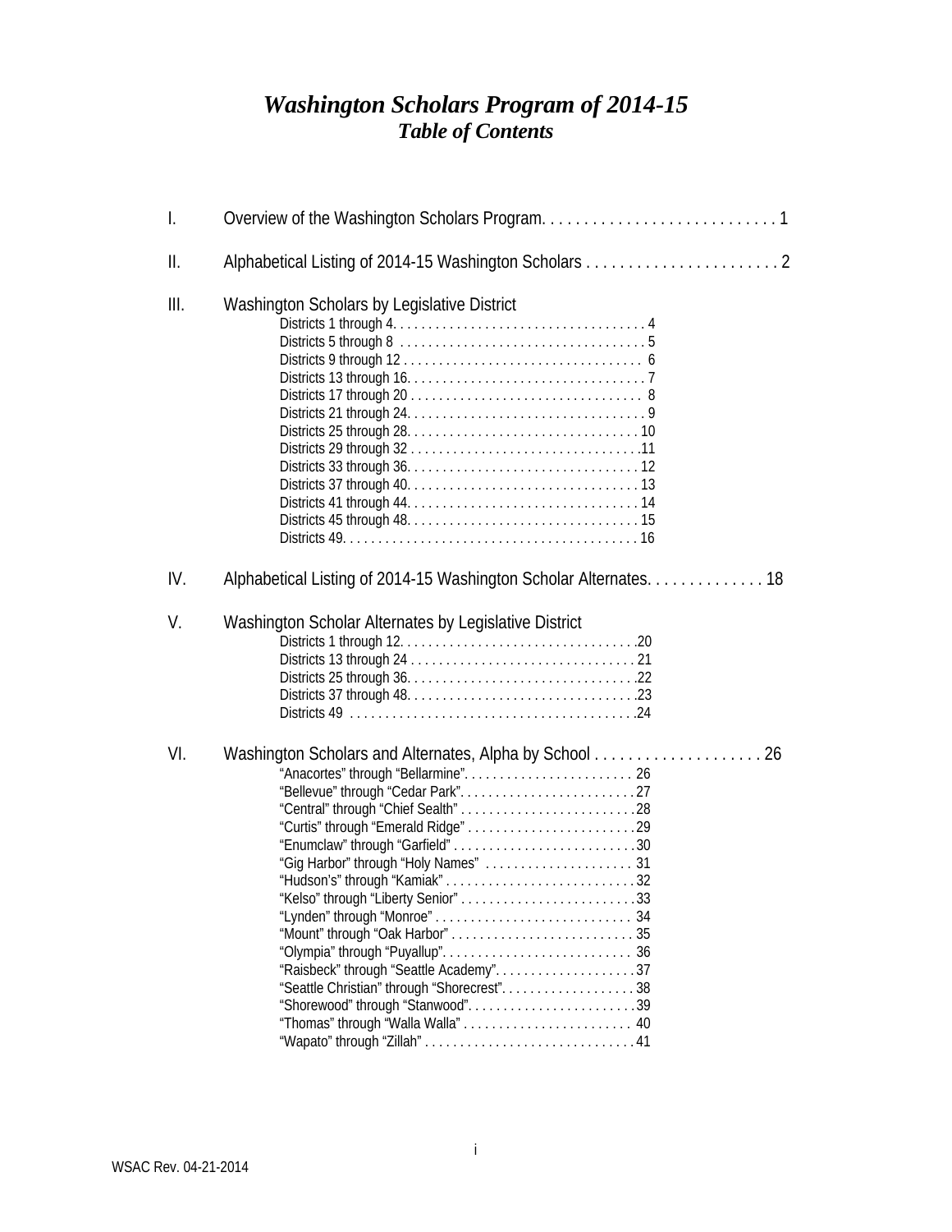# *Washington Scholars Program of 2014-15*
## *Table of Contents*

I. Overview of the Washington Scholars Program. . . . . . . . . . . . . . . . . . . . . . . . . . . . 1

II. Alphabetical Listing of 2014-15 Washington Scholars . . . . . . . . . . . . . . . . . . . . . . . 2

III. Washington Scholars by Legislative District

- Districts 1 through 4. . . . . . . . . . . . . . . . . . . . . . . . . . . . . . . . . . . 4
- Districts 5 through 8 . . . . . . . . . . . . . . . . . . . . . . . . . . . . . . . . . . 5
- Districts 9 through 12 . . . . . . . . . . . . . . . . . . . . . . . . . . . . . . . . . 6
- Districts 13 through 16. . . . . . . . . . . . . . . . . . . . . . . . . . . . . . . . . 7
- Districts 17 through 20 . . . . . . . . . . . . . . . . . . . . . . . . . . . . . . . . 8
- Districts 21 through 24. . . . . . . . . . . . . . . . . . . . . . . . . . . . . . . . . 9
- Districts 25 through 28. . . . . . . . . . . . . . . . . . . . . . . . . . . . . . . . 10
- Districts 29 through 32 . . . . . . . . . . . . . . . . . . . . . . . . . . . . . . . .11
- Districts 33 through 36. . . . . . . . . . . . . . . . . . . . . . . . . . . . . . . . 12
- Districts 37 through 40. . . . . . . . . . . . . . . . . . . . . . . . . . . . . . . . 13
- Districts 41 through 44. . . . . . . . . . . . . . . . . . . . . . . . . . . . . . . . 14
- Districts 45 through 48. . . . . . . . . . . . . . . . . . . . . . . . . . . . . . . . 15
- Districts 49. . . . . . . . . . . . . . . . . . . . . . . . . . . . . . . . . . . . . . . . . 16

IV. Alphabetical Listing of 2014-15 Washington Scholar Alternates. . . . . . . . . . . . . . 18

V. Washington Scholar Alternates by Legislative District

- Districts 1 through 12. . . . . . . . . . . . . . . . . . . . . . . . . . . . . . . . .20
- Districts 13 through 24 . . . . . . . . . . . . . . . . . . . . . . . . . . . . . . . 21
- Districts 25 through 36. . . . . . . . . . . . . . . . . . . . . . . . . . . . . . . .22
- Districts 37 through 48. . . . . . . . . . . . . . . . . . . . . . . . . . . . . . . .23
- Districts 49 . . . . . . . . . . . . . . . . . . . . . . . . . . . . . . . . . . . . . . . .24

VI. Washington Scholars and Alternates, Alpha by School . . . . . . . . . . . . . . . . . . . . 26

- "Anacortes" through "Bellarmine". . . . . . . . . . . . . . . . . . . . . . . . 26
- "Bellevue" through "Cedar Park". . . . . . . . . . . . . . . . . . . . . . . . .27
- "Central" through "Chief Sealth" . . . . . . . . . . . . . . . . . . . . . . . . .28
- "Curtis" through "Emerald Ridge" . . . . . . . . . . . . . . . . . . . . . . . .29
- "Enumclaw" through "Garfield" . . . . . . . . . . . . . . . . . . . . . . . . . .30
- "Gig Harbor" through "Holy Names" . . . . . . . . . . . . . . . . . . . . . 31
- "Hudson's" through "Kamiak" . . . . . . . . . . . . . . . . . . . . . . . . . . .32
- "Kelso" through "Liberty Senior" . . . . . . . . . . . . . . . . . . . . . . . . .33
- "Lynden" through "Monroe" . . . . . . . . . . . . . . . . . . . . . . . . . . . 34
- "Mount" through "Oak Harbor" . . . . . . . . . . . . . . . . . . . . . . . . . .35
- "Olympia" through "Puyallup". . . . . . . . . . . . . . . . . . . . . . . . . . 36
- "Raisbeck" through "Seattle Academy". . . . . . . . . . . . . . . . . . . .37
- "Seattle Christian" through "Shorecrest". . . . . . . . . . . . . . . . . . .38
- "Shorewood" through "Stanwood". . . . . . . . . . . . . . . . . . . . . . .39
- "Thomas" through "Walla Walla" . . . . . . . . . . . . . . . . . . . . . . . 40
- "Wapato" through "Zillah" . . . . . . . . . . . . . . . . . . . . . . . . . . . . .41

WSAC Rev. 04-21-2014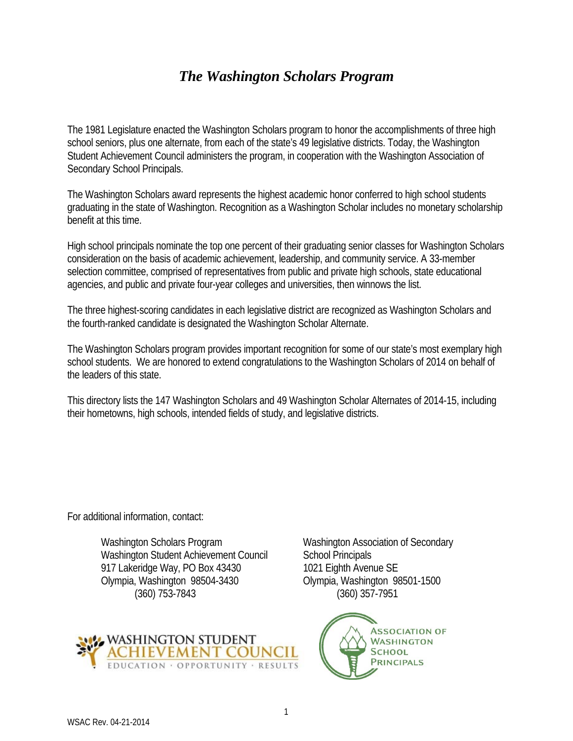# *The Washington Scholars Program*

The 1981 Legislature enacted the Washington Scholars program to honor the accomplishments of three high school seniors, plus one alternate, from each of the state's 49 legislative districts. Today, the Washington Student Achievement Council administers the program, in cooperation with the Washington Association of Secondary School Principals.

The Washington Scholars award represents the highest academic honor conferred to high school students graduating in the state of Washington. Recognition as a Washington Scholar includes no monetary scholarship benefit at this time.

High school principals nominate the top one percent of their graduating senior classes for Washington Scholars consideration on the basis of academic achievement, leadership, and community service. A 33-member selection committee, comprised of representatives from public and private high schools, state educational agencies, and public and private four-year colleges and universities, then winnows the list.

The three highest-scoring candidates in each legislative district are recognized as Washington Scholars and the fourth-ranked candidate is designated the Washington Scholar Alternate.

The Washington Scholars program provides important recognition for some of our state's most exemplary high school students. We are honored to extend congratulations to the Washington Scholars of 2014 on behalf of the leaders of this state.

This directory lists the 147 Washington Scholars and 49 Washington Scholar Alternates of 2014-15, including their hometowns, high schools, intended fields of study, and legislative districts.

For additional information, contact:

Washington Scholars Program
Washington Student Achievement Council
917 Lakeridge Way, PO Box 43430
Olympia, Washington 98504-3430
(360) 753-7843

Washington Association of Secondary School Principals
1021 Eighth Avenue SE
Olympia, Washington 98501-1500
(360) 357-7951

WASHINGTON STUDENT ACHIEVEMENT COUNCIL
EDUCATION · OPPORTUNITY · RESULTS

ASSOCIATION OF WASHINGTON SCHOOL PRINCIPALS

WSAC Rev. 04-21-2014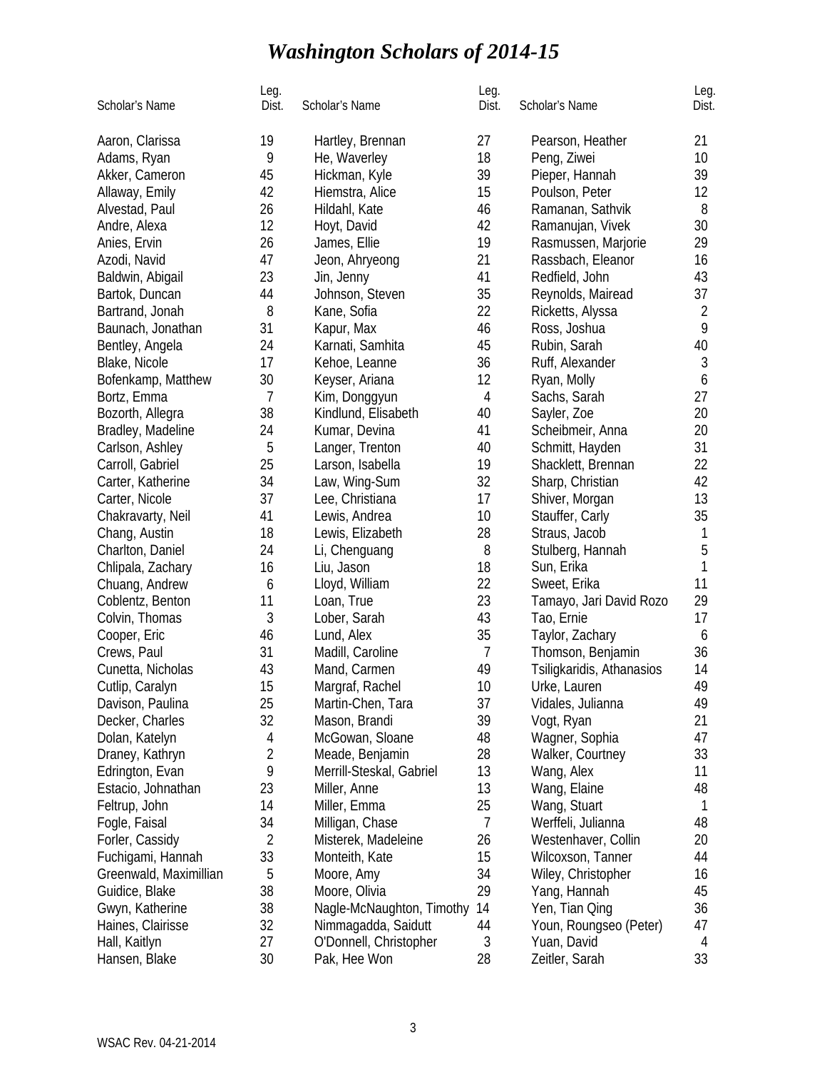# *Washington Scholars of 2014-15*

| Scholar's Name | Leg. Dist. | Scholar's Name | Leg. Dist. | Scholar's Name | Leg. Dist. |
|---|---|---|---|---|---|
| Aaron, Clarissa | 19 | Hartley, Brennan | 27 | Pearson, Heather | 21 |
| Adams, Ryan | 9 | He, Waverley | 18 | Peng, Ziwei | 10 |
| Akker, Cameron | 45 | Hickman, Kyle | 39 | Pieper, Hannah | 39 |
| Allaway, Emily | 42 | Hiemstra, Alice | 15 | Poulson, Peter | 12 |
| Alvestad, Paul | 26 | Hildahl, Kate | 46 | Ramanan, Sathvik | 8 |
| Andre, Alexa | 12 | Hoyt, David | 42 | Ramanujan, Vivek | 30 |
| Anies, Ervin | 26 | James, Ellie | 19 | Rasmussen, Marjorie | 29 |
| Azodi, Navid | 47 | Jeon, Ahryeong | 21 | Rassbach, Eleanor | 16 |
| Baldwin, Abigail | 23 | Jin, Jenny | 41 | Redfield, John | 43 |
| Bartok, Duncan | 44 | Johnson, Steven | 35 | Reynolds, Mairead | 37 |
| Bartrand, Jonah | 8 | Kane, Sofia | 22 | Ricketts, Alyssa | 2 |
| Baunach, Jonathan | 31 | Kapur, Max | 46 | Ross, Joshua | 9 |
| Bentley, Angela | 24 | Karnati, Samhita | 45 | Rubin, Sarah | 40 |
| Blake, Nicole | 17 | Kehoe, Leanne | 36 | Ruff, Alexander | 3 |
| Bofenkamp, Matthew | 30 | Keyser, Ariana | 12 | Ryan, Molly | 6 |
| Bortz, Emma | 7 | Kim, Donggyun | 4 | Sachs, Sarah | 27 |
| Bozorth, Allegra | 38 | Kindlund, Elisabeth | 40 | Sayler, Zoe | 20 |
| Bradley, Madeline | 24 | Kumar, Devina | 41 | Scheibmeir, Anna | 20 |
| Carlson, Ashley | 5 | Langer, Trenton | 40 | Schmitt, Hayden | 31 |
| Carroll, Gabriel | 25 | Larson, Isabella | 19 | Shacklett, Brennan | 22 |
| Carter, Katherine | 34 | Law, Wing-Sum | 32 | Sharp, Christian | 42 |
| Carter, Nicole | 37 | Lee, Christiana | 17 | Shiver, Morgan | 13 |
| Chakravarty, Neil | 41 | Lewis, Andrea | 10 | Stauffer, Carly | 35 |
| Chang, Austin | 18 | Lewis, Elizabeth | 28 | Straus, Jacob | 1 |
| Charlton, Daniel | 24 | Li, Chenguang | 8 | Stulberg, Hannah | 5 |
| Chlipala, Zachary | 16 | Liu, Jason | 18 | Sun, Erika | 1 |
| Chuang, Andrew | 6 | Lloyd, William | 22 | Sweet, Erika | 11 |
| Coblentz, Benton | 11 | Loan, True | 23 | Tamayo, Jari David Rozo | 29 |
| Colvin, Thomas | 3 | Lober, Sarah | 43 | Tao, Ernie | 17 |
| Cooper, Eric | 46 | Lund, Alex | 35 | Taylor, Zachary | 6 |
| Crews, Paul | 31 | Madill, Caroline | 7 | Thomson, Benjamin | 36 |
| Cunetta, Nicholas | 43 | Mand, Carmen | 49 | Tsiligkaridis, Athanasios | 14 |
| Cutlip, Caralyn | 15 | Margraf, Rachel | 10 | Urke, Lauren | 49 |
| Davison, Paulina | 25 | Martin-Chen, Tara | 37 | Vidales, Julianna | 49 |
| Decker, Charles | 32 | Mason, Brandi | 39 | Vogt, Ryan | 21 |
| Dolan, Katelyn | 4 | McGowan, Sloane | 48 | Wagner, Sophia | 47 |
| Draney, Kathryn | 2 | Meade, Benjamin | 28 | Walker, Courtney | 33 |
| Edrington, Evan | 9 | Merrill-Steskal, Gabriel | 13 | Wang, Alex | 11 |
| Estacio, Johnathan | 23 | Miller, Anne | 13 | Wang, Elaine | 48 |
| Feltrup, John | 14 | Miller, Emma | 25 | Wang, Stuart | 1 |
| Fogle, Faisal | 34 | Milligan, Chase | 7 | Werffeli, Julianna | 48 |
| Forler, Cassidy | 2 | Misterek, Madeleine | 26 | Westenhaver, Collin | 20 |
| Fuchigami, Hannah | 33 | Monteith, Kate | 15 | Wilcoxson, Tanner | 44 |
| Greenwald, Maximillian | 5 | Moore, Amy | 34 | Wiley, Christopher | 16 |
| Guidice, Blake | 38 | Moore, Olivia | 29 | Yang, Hannah | 45 |
| Gwyn, Katherine | 38 | Nagle-McNaughton, Timothy | 14 | Yen, Tian Qing | 36 |
| Haines, Clairisse | 32 | Nimmagadda, Saidutt | 44 | Youn, Roungseo (Peter) | 47 |
| Hall, Kaitlyn | 27 | O'Donnell, Christopher | 3 | Yuan, David | 4 |
| Hansen, Blake | 30 | Pak, Hee Won | 28 | Zeitler, Sarah | 33 |

WSAC Rev. 04-21-2014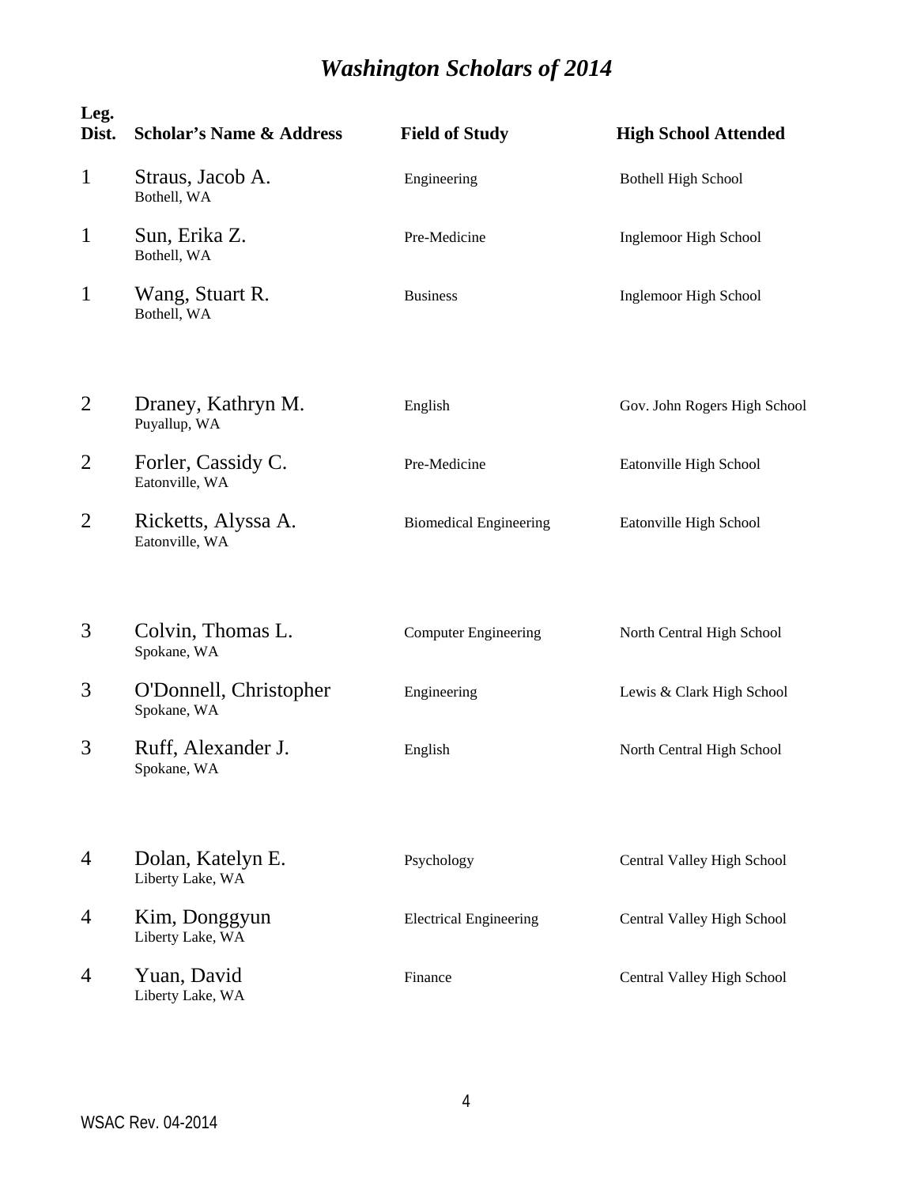# *Washington Scholars of 2014*

| Leg. Dist. | Scholar's Name & Address | Field of Study | High School Attended |
|---|---|---|---|
| 1 | Straus, Jacob A.<br>Bothell, WA | Engineering | Bothell High School |
| 1 | Sun, Erika Z.<br>Bothell, WA | Pre-Medicine | Inglemoor High School |
| 1 | Wang, Stuart R.<br>Bothell, WA | Business | Inglemoor High School |
| 2 | Draney, Kathryn M.<br>Puyallup, WA | English | Gov. John Rogers High School |
| 2 | Forler, Cassidy C.<br>Eatonville, WA | Pre-Medicine | Eatonville High School |
| 2 | Ricketts, Alyssa A.<br>Eatonville, WA | Biomedical Engineering | Eatonville High School |
| 3 | Colvin, Thomas L.<br>Spokane, WA | Computer Engineering | North Central High School |
| 3 | O'Donnell, Christopher<br>Spokane, WA | Engineering | Lewis & Clark High School |
| 3 | Ruff, Alexander J.<br>Spokane, WA | English | North Central High School |
| 4 | Dolan, Katelyn E.<br>Liberty Lake, WA | Psychology | Central Valley High School |
| 4 | Kim, Donggyun<br>Liberty Lake, WA | Electrical Engineering | Central Valley High School |
| 4 | Yuan, David<br>Liberty Lake, WA | Finance | Central Valley High School |

WSAC Rev. 04-2014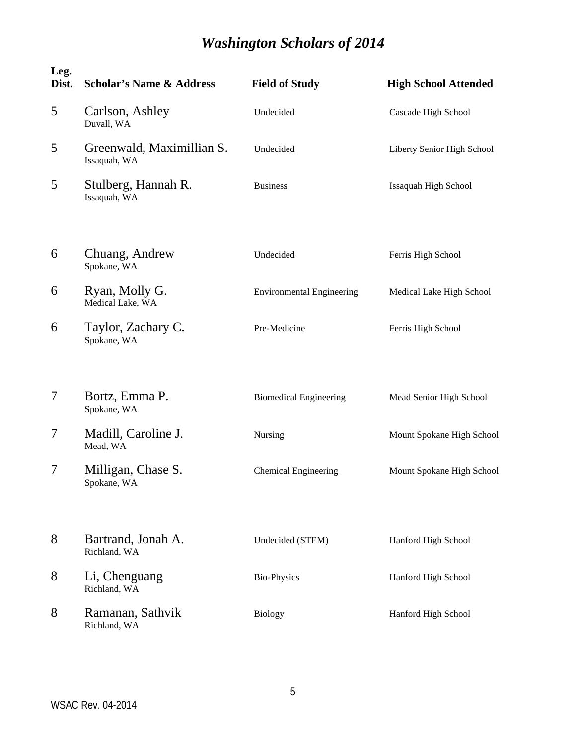# *Washington Scholars of 2014*

| Leg. Dist. | Scholar's Name & Address | Field of Study | High School Attended |
|---|---|---|---|
| 5 | Carlson, Ashley<br>Duvall, WA | Undecided | Cascade High School |
| 5 | Greenwald, Maximillian S.<br>Issaquah, WA | Undecided | Liberty Senior High School |
| 5 | Stulberg, Hannah R.<br>Issaquah, WA | Business | Issaquah High School |
| 6 | Chuang, Andrew<br>Spokane, WA | Undecided | Ferris High School |
| 6 | Ryan, Molly G.<br>Medical Lake, WA | Environmental Engineering | Medical Lake High School |
| 6 | Taylor, Zachary C.<br>Spokane, WA | Pre-Medicine | Ferris High School |
| 7 | Bortz, Emma P.<br>Spokane, WA | Biomedical Engineering | Mead Senior High School |
| 7 | Madill, Caroline J.<br>Mead, WA | Nursing | Mount Spokane High School |
| 7 | Milligan, Chase S.<br>Spokane, WA | Chemical Engineering | Mount Spokane High School |
| 8 | Bartrand, Jonah A.<br>Richland, WA | Undecided (STEM) | Hanford High School |
| 8 | Li, Chenguang<br>Richland, WA | Bio-Physics | Hanford High School |
| 8 | Ramanan, Sathvik<br>Richland, WA | Biology | Hanford High School |

WSAC Rev. 04-2014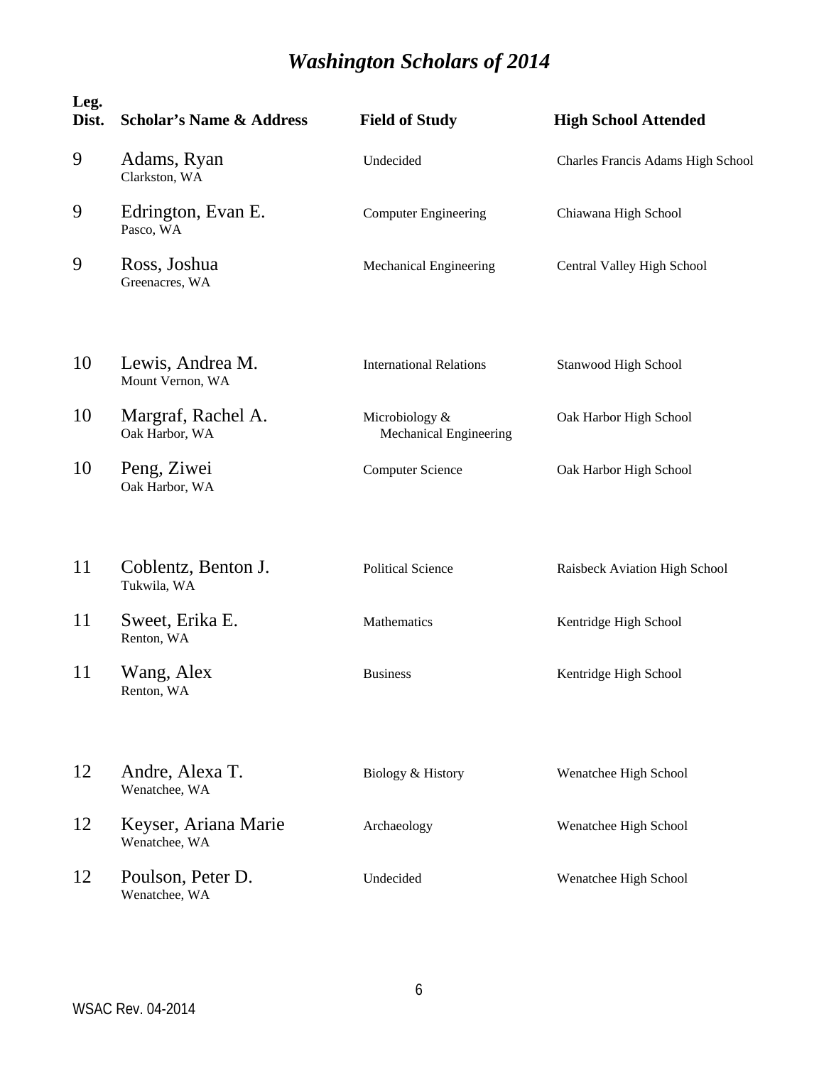# *Washington Scholars of 2014*

| Leg. Dist. | Scholar's Name & Address | Field of Study | High School Attended |
|---|---|---|---|
| 9 | Adams, Ryan<br>Clarkston, WA | Undecided | Charles Francis Adams High School |
| 9 | Edrington, Evan E.<br>Pasco, WA | Computer Engineering | Chiawana High School |
| 9 | Ross, Joshua<br>Greenacres, WA | Mechanical Engineering | Central Valley High School |
| 10 | Lewis, Andrea M.<br>Mount Vernon, WA | International Relations | Stanwood High School |
| 10 | Margraf, Rachel A.<br>Oak Harbor, WA | Microbiology & Mechanical Engineering | Oak Harbor High School |
| 10 | Peng, Ziwei<br>Oak Harbor, WA | Computer Science | Oak Harbor High School |
| 11 | Coblentz, Benton J.<br>Tukwila, WA | Political Science | Raisbeck Aviation High School |
| 11 | Sweet, Erika E.<br>Renton, WA | Mathematics | Kentridge High School |
| 11 | Wang, Alex<br>Renton, WA | Business | Kentridge High School |
| 12 | Andre, Alexa T.<br>Wenatchee, WA | Biology & History | Wenatchee High School |
| 12 | Keyser, Ariana Marie<br>Wenatchee, WA | Archaeology | Wenatchee High School |
| 12 | Poulson, Peter D.<br>Wenatchee, WA | Undecided | Wenatchee High School |

WSAC Rev. 04-2014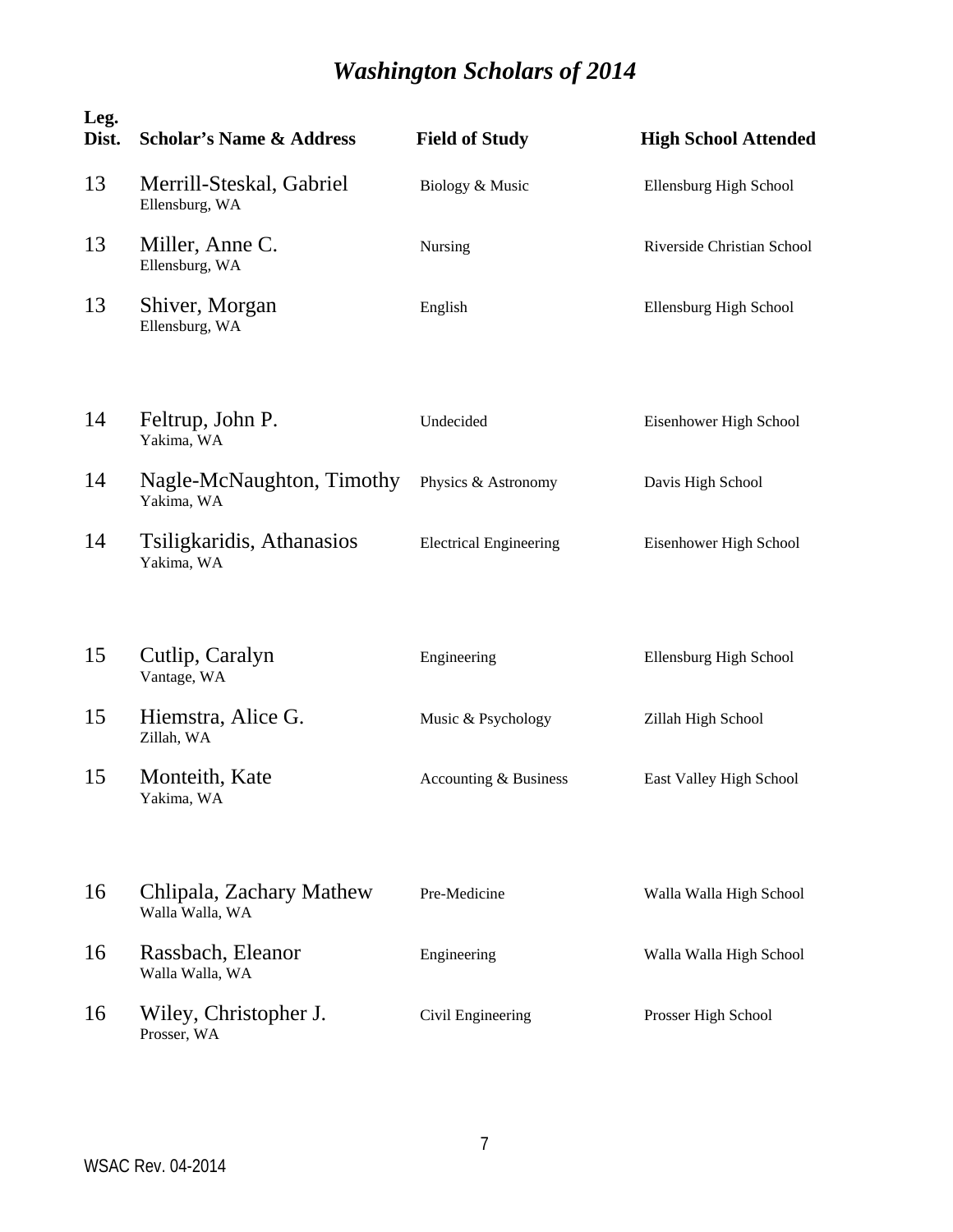# *Washington Scholars of 2014*

| Leg. Dist. | Scholar's Name & Address | Field of Study | High School Attended |
|---|---|---|---|
| 13 | Merrill-Steskal, Gabriel<br>Ellensburg, WA | Biology & Music | Ellensburg High School |
| 13 | Miller, Anne C.<br>Ellensburg, WA | Nursing | Riverside Christian School |
| 13 | Shiver, Morgan<br>Ellensburg, WA | English | Ellensburg High School |
| 14 | Feltrup, John P.<br>Yakima, WA | Undecided | Eisenhower High School |
| 14 | Nagle-McNaughton, Timothy<br>Yakima, WA | Physics & Astronomy | Davis High School |
| 14 | Tsiligkaridis, Athanasios<br>Yakima, WA | Electrical Engineering | Eisenhower High School |
| 15 | Cutlip, Caralyn<br>Vantage, WA | Engineering | Ellensburg High School |
| 15 | Hiemstra, Alice G.<br>Zillah, WA | Music & Psychology | Zillah High School |
| 15 | Monteith, Kate<br>Yakima, WA | Accounting & Business | East Valley High School |
| 16 | Chlipala, Zachary Mathew<br>Walla Walla, WA | Pre-Medicine | Walla Walla High School |
| 16 | Rassbach, Eleanor<br>Walla Walla, WA | Engineering | Walla Walla High School |
| 16 | Wiley, Christopher J.<br>Prosser, WA | Civil Engineering | Prosser High School |

WSAC Rev. 04-2014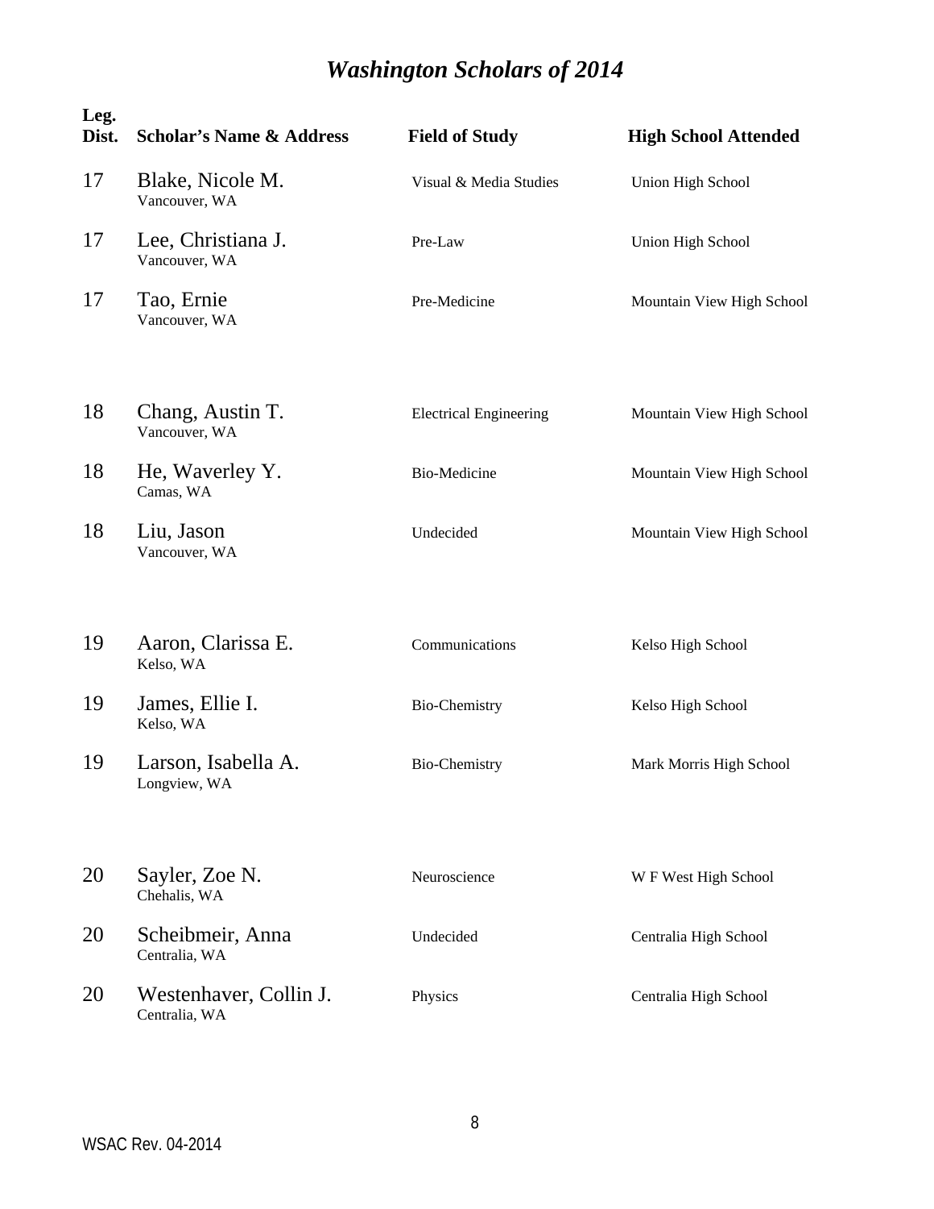# *Washington Scholars of 2014*

| Leg. Dist. | Scholar's Name & Address | Field of Study | High School Attended |
|---|---|---|---|
| 17 | Blake, Nicole M.<br>Vancouver, WA | Visual & Media Studies | Union High School |
| 17 | Lee, Christiana J.<br>Vancouver, WA | Pre-Law | Union High School |
| 17 | Tao, Ernie<br>Vancouver, WA | Pre-Medicine | Mountain View High School |
| 18 | Chang, Austin T.<br>Vancouver, WA | Electrical Engineering | Mountain View High School |
| 18 | He, Waverley Y.<br>Camas, WA | Bio-Medicine | Mountain View High School |
| 18 | Liu, Jason<br>Vancouver, WA | Undecided | Mountain View High School |
| 19 | Aaron, Clarissa E.<br>Kelso, WA | Communications | Kelso High School |
| 19 | James, Ellie I.<br>Kelso, WA | Bio-Chemistry | Kelso High School |
| 19 | Larson, Isabella A.<br>Longview, WA | Bio-Chemistry | Mark Morris High School |
| 20 | Sayler, Zoe N.<br>Chehalis, WA | Neuroscience | W F West High School |
| 20 | Scheibmeir, Anna<br>Centralia, WA | Undecided | Centralia High School |
| 20 | Westenhaver, Collin J.<br>Centralia, WA | Physics | Centralia High School |

WSAC Rev. 04-2014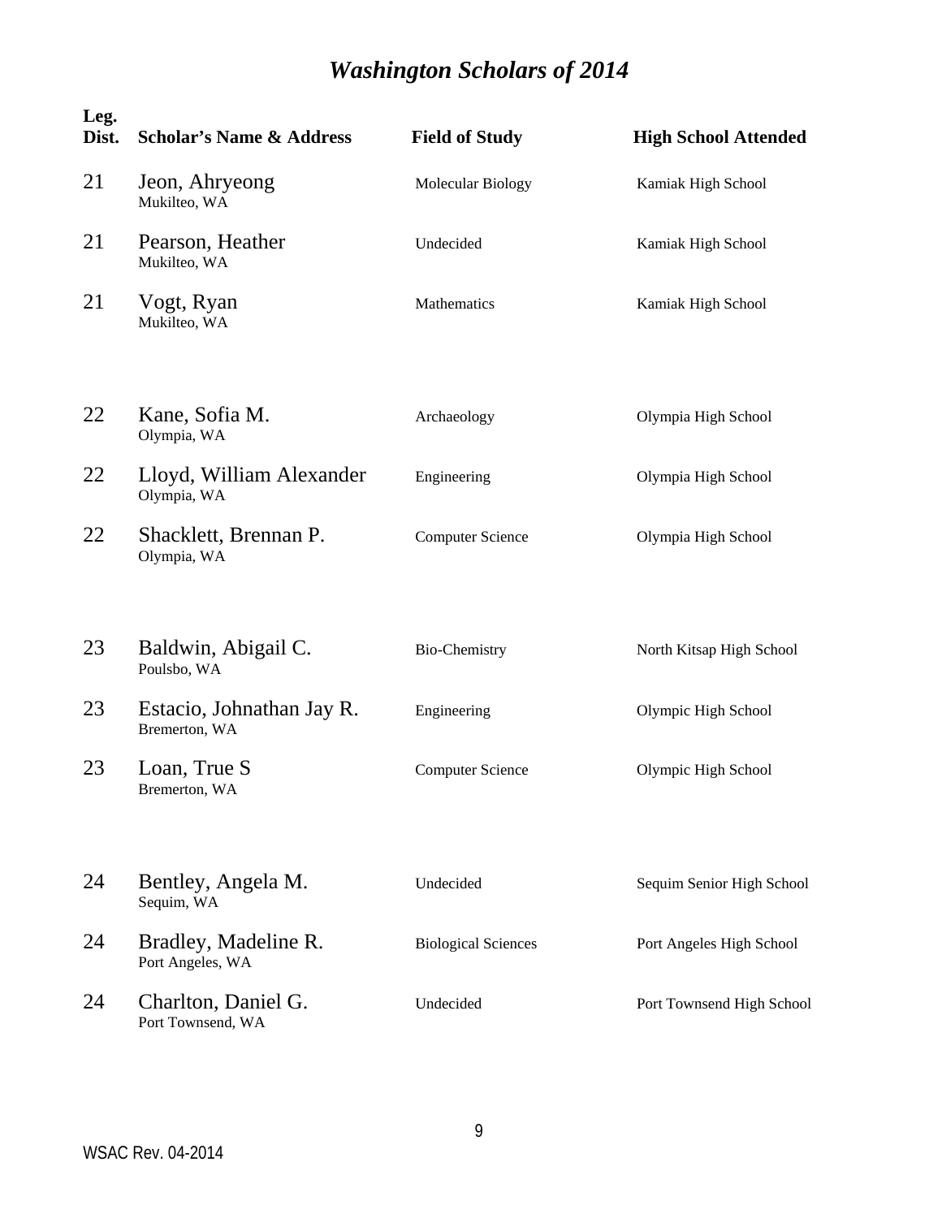# *Washington Scholars of 2014*

| Leg. Dist. | Scholar's Name & Address | Field of Study | High School Attended |
|---|---|---|---|
| 21 | Jeon, Ahryeong<br>Mukilteo, WA | Molecular Biology | Kamiak High School |
| 21 | Pearson, Heather<br>Mukilteo, WA | Undecided | Kamiak High School |
| 21 | Vogt, Ryan<br>Mukilteo, WA | Mathematics | Kamiak High School |
| 22 | Kane, Sofia M.<br>Olympia, WA | Archaeology | Olympia High School |
| 22 | Lloyd, William Alexander<br>Olympia, WA | Engineering | Olympia High School |
| 22 | Shacklett, Brennan P.<br>Olympia, WA | Computer Science | Olympia High School |
| 23 | Baldwin, Abigail C.<br>Poulsbo, WA | Bio-Chemistry | North Kitsap High School |
| 23 | Estacio, Johnathan Jay R.<br>Bremerton, WA | Engineering | Olympic High School |
| 23 | Loan, True S<br>Bremerton, WA | Computer Science | Olympic High School |
| 24 | Bentley, Angela M.<br>Sequim, WA | Undecided | Sequim Senior High School |
| 24 | Bradley, Madeline R.<br>Port Angeles, WA | Biological Sciences | Port Angeles High School |
| 24 | Charlton, Daniel G.<br>Port Townsend, WA | Undecided | Port Townsend High School |

WSAC Rev. 04-2014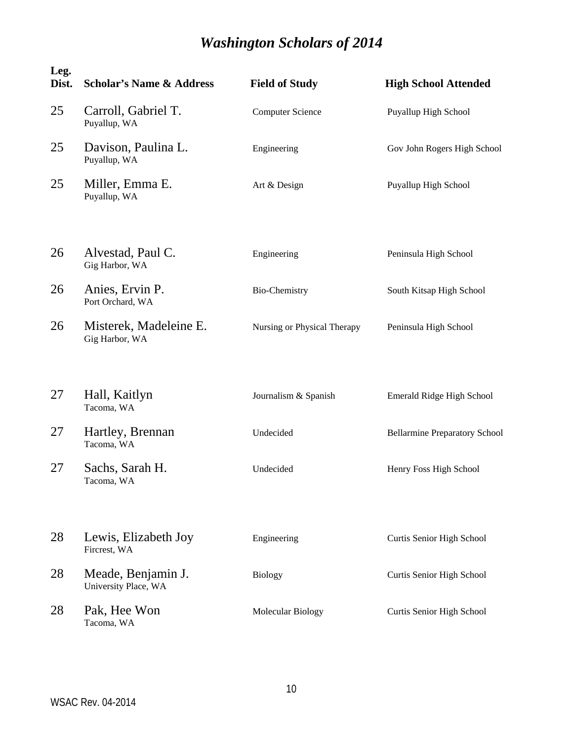# *Washington Scholars of 2014*

| Leg. Dist. | Scholar's Name & Address | Field of Study | High School Attended |
|---|---|---|---|
| 25 | Carroll, Gabriel T.<br>Puyallup, WA | Computer Science | Puyallup High School |
| 25 | Davison, Paulina L.<br>Puyallup, WA | Engineering | Gov John Rogers High School |
| 25 | Miller, Emma E.<br>Puyallup, WA | Art & Design | Puyallup High School |
| 26 | Alvestad, Paul C.<br>Gig Harbor, WA | Engineering | Peninsula High School |
| 26 | Anies, Ervin P.<br>Port Orchard, WA | Bio-Chemistry | South Kitsap High School |
| 26 | Misterek, Madeleine E.<br>Gig Harbor, WA | Nursing or Physical Therapy | Peninsula High School |
| 27 | Hall, Kaitlyn<br>Tacoma, WA | Journalism & Spanish | Emerald Ridge High School |
| 27 | Hartley, Brennan<br>Tacoma, WA | Undecided | Bellarmine Preparatory School |
| 27 | Sachs, Sarah H.<br>Tacoma, WA | Undecided | Henry Foss High School |
| 28 | Lewis, Elizabeth Joy<br>Fircrest, WA | Engineering | Curtis Senior High School |
| 28 | Meade, Benjamin J.<br>University Place, WA | Biology | Curtis Senior High School |
| 28 | Pak, Hee Won<br>Tacoma, WA | Molecular Biology | Curtis Senior High School |

WSAC Rev. 04-2014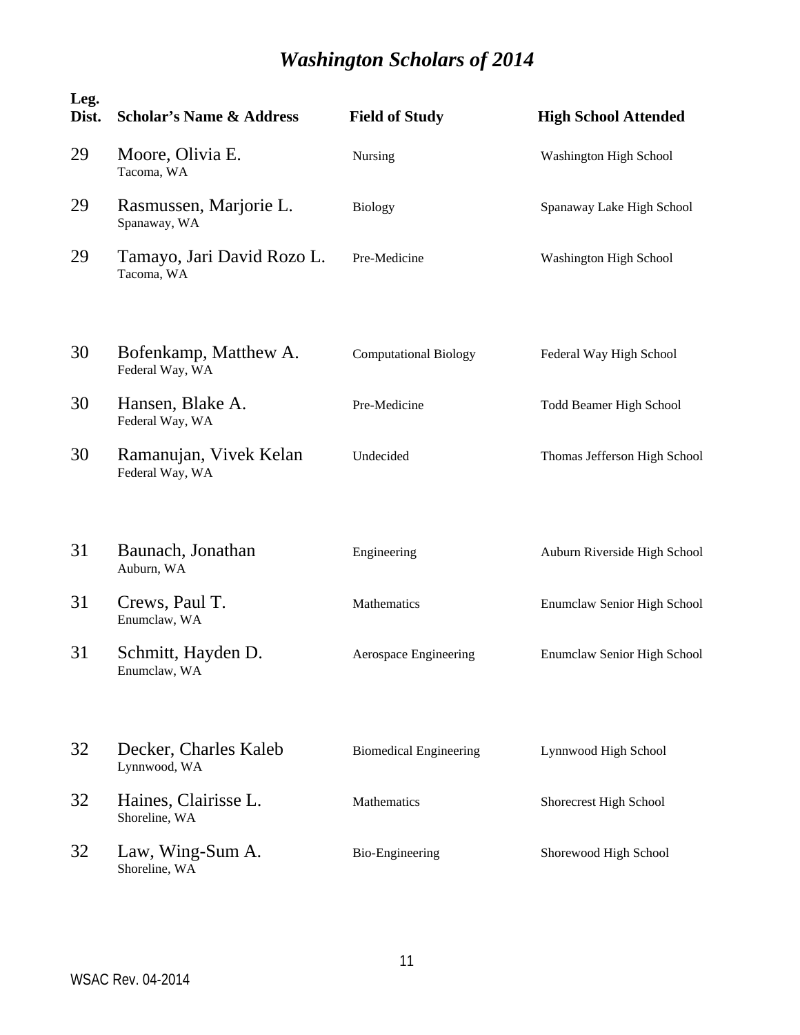# *Washington Scholars of 2014*

| Leg. Dist. | Scholar's Name & Address | Field of Study | High School Attended |
|---|---|---|---|
| 29 | Moore, Olivia E.<br>Tacoma, WA | Nursing | Washington High School |
| 29 | Rasmussen, Marjorie L.<br>Spanaway, WA | Biology | Spanaway Lake High School |
| 29 | Tamayo, Jari David Rozo L.<br>Tacoma, WA | Pre-Medicine | Washington High School |
| 30 | Bofenkamp, Matthew A.<br>Federal Way, WA | Computational Biology | Federal Way High School |
| 30 | Hansen, Blake A.<br>Federal Way, WA | Pre-Medicine | Todd Beamer High School |
| 30 | Ramanujan, Vivek Kelan<br>Federal Way, WA | Undecided | Thomas Jefferson High School |
| 31 | Baunach, Jonathan<br>Auburn, WA | Engineering | Auburn Riverside High School |
| 31 | Crews, Paul T.<br>Enumclaw, WA | Mathematics | Enumclaw Senior High School |
| 31 | Schmitt, Hayden D.<br>Enumclaw, WA | Aerospace Engineering | Enumclaw Senior High School |
| 32 | Decker, Charles Kaleb<br>Lynnwood, WA | Biomedical Engineering | Lynnwood High School |
| 32 | Haines, Clairisse L.<br>Shoreline, WA | Mathematics | Shorecrest High School |
| 32 | Law, Wing-Sum A.<br>Shoreline, WA | Bio-Engineering | Shorewood High School |

WSAC Rev. 04-2014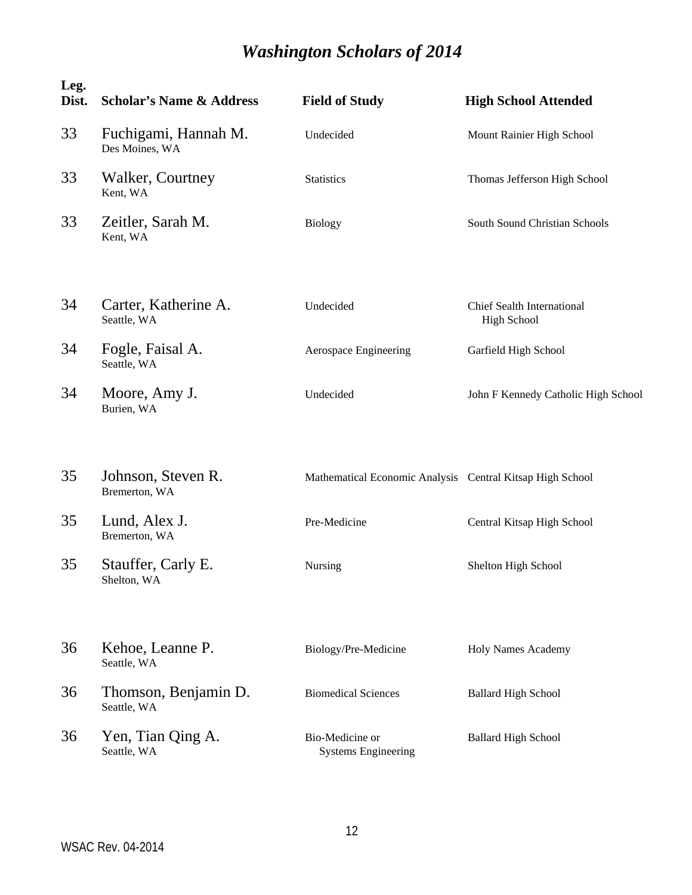# *Washington Scholars of 2014*

| Leg. Dist. | Scholar's Name & Address | Field of Study | High School Attended |
|---|---|---|---|
| 33 | Fuchigami, Hannah M.<br>Des Moines, WA | Undecided | Mount Rainier High School |
| 33 | Walker, Courtney<br>Kent, WA | Statistics | Thomas Jefferson High School |
| 33 | Zeitler, Sarah M.<br>Kent, WA | Biology | South Sound Christian Schools |
| 34 | Carter, Katherine A.<br>Seattle, WA | Undecided | Chief Sealth International High School |
| 34 | Fogle, Faisal A.<br>Seattle, WA | Aerospace Engineering | Garfield High School |
| 34 | Moore, Amy J.<br>Burien, WA | Undecided | John F Kennedy Catholic High School |
| 35 | Johnson, Steven R.<br>Bremerton, WA | Mathematical Economic Analysis | Central Kitsap High School |
| 35 | Lund, Alex J.<br>Bremerton, WA | Pre-Medicine | Central Kitsap High School |
| 35 | Stauffer, Carly E.<br>Shelton, WA | Nursing | Shelton High School |
| 36 | Kehoe, Leanne P.<br>Seattle, WA | Biology/Pre-Medicine | Holy Names Academy |
| 36 | Thomson, Benjamin D.<br>Seattle, WA | Biomedical Sciences | Ballard High School |
| 36 | Yen, Tian Qing A.<br>Seattle, WA | Bio-Medicine or Systems Engineering | Ballard High School |

WSAC Rev. 04-2014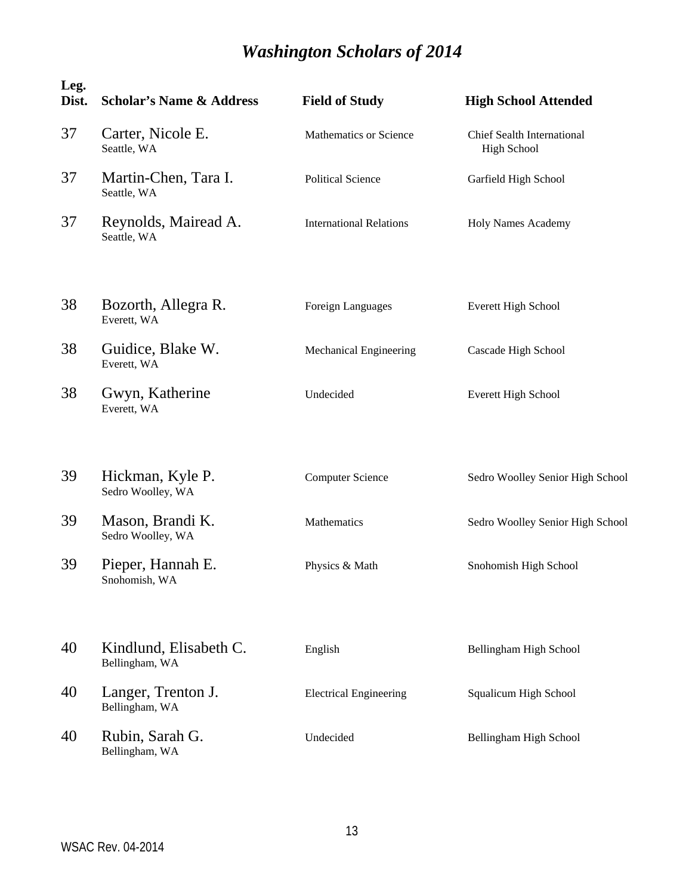# *Washington Scholars of 2014*

| Leg. Dist. | Scholar's Name & Address | Field of Study | High School Attended |
|---|---|---|---|
| 37 | Carter, Nicole E.<br>Seattle, WA | Mathematics or Science | Chief Sealth International High School |
| 37 | Martin-Chen, Tara I.<br>Seattle, WA | Political Science | Garfield High School |
| 37 | Reynolds, Mairead A.<br>Seattle, WA | International Relations | Holy Names Academy |
| 38 | Bozorth, Allegra R.<br>Everett, WA | Foreign Languages | Everett High School |
| 38 | Guidice, Blake W.<br>Everett, WA | Mechanical Engineering | Cascade High School |
| 38 | Gwyn, Katherine<br>Everett, WA | Undecided | Everett High School |
| 39 | Hickman, Kyle P.<br>Sedro Woolley, WA | Computer Science | Sedro Woolley Senior High School |
| 39 | Mason, Brandi K.<br>Sedro Woolley, WA | Mathematics | Sedro Woolley Senior High School |
| 39 | Pieper, Hannah E.<br>Snohomish, WA | Physics & Math | Snohomish High School |
| 40 | Kindlund, Elisabeth C.<br>Bellingham, WA | English | Bellingham High School |
| 40 | Langer, Trenton J.<br>Bellingham, WA | Electrical Engineering | Squalicum High School |
| 40 | Rubin, Sarah G.<br>Bellingham, WA | Undecided | Bellingham High School |

WSAC Rev. 04-2014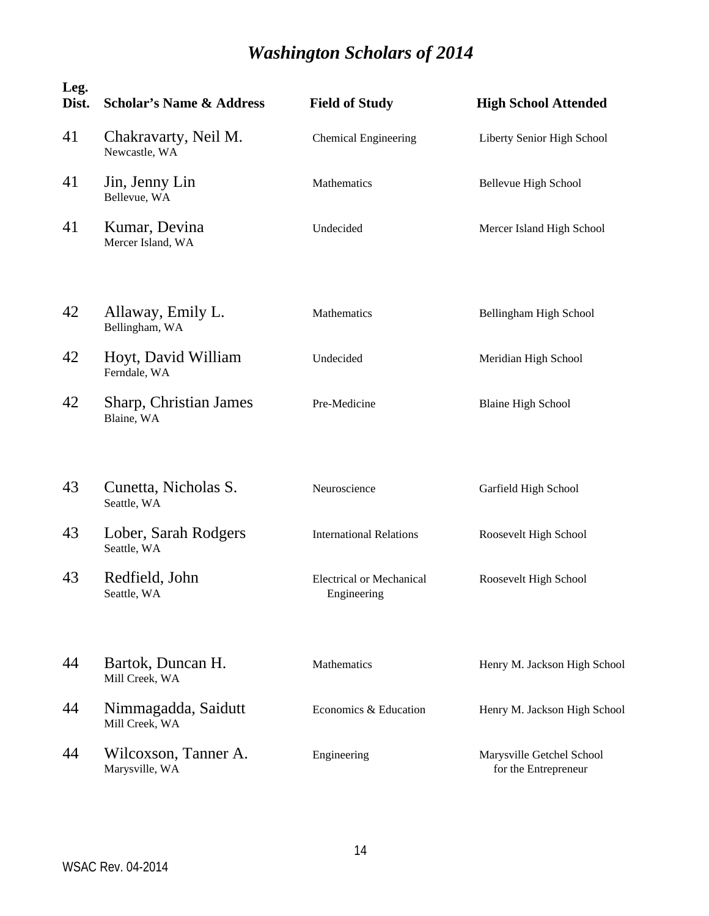# *Washington Scholars of 2014*

| Leg. Dist. | Scholar's Name & Address | Field of Study | High School Attended |
|---|---|---|---|
| 41 | Chakravarty, Neil M.<br>Newcastle, WA | Chemical Engineering | Liberty Senior High School |
| 41 | Jin, Jenny Lin<br>Bellevue, WA | Mathematics | Bellevue High School |
| 41 | Kumar, Devina<br>Mercer Island, WA | Undecided | Mercer Island High School |
| 42 | Allaway, Emily L.<br>Bellingham, WA | Mathematics | Bellingham High School |
| 42 | Hoyt, David William<br>Ferndale, WA | Undecided | Meridian High School |
| 42 | Sharp, Christian James<br>Blaine, WA | Pre-Medicine | Blaine High School |
| 43 | Cunetta, Nicholas S.<br>Seattle, WA | Neuroscience | Garfield High School |
| 43 | Lober, Sarah Rodgers<br>Seattle, WA | International Relations | Roosevelt High School |
| 43 | Redfield, John<br>Seattle, WA | Electrical or Mechanical Engineering | Roosevelt High School |
| 44 | Bartok, Duncan H.<br>Mill Creek, WA | Mathematics | Henry M. Jackson High School |
| 44 | Nimmagadda, Saidutt<br>Mill Creek, WA | Economics & Education | Henry M. Jackson High School |
| 44 | Wilcoxson, Tanner A.<br>Marysville, WA | Engineering | Marysville Getchel School for the Entrepreneur |

WSAC Rev. 04-2014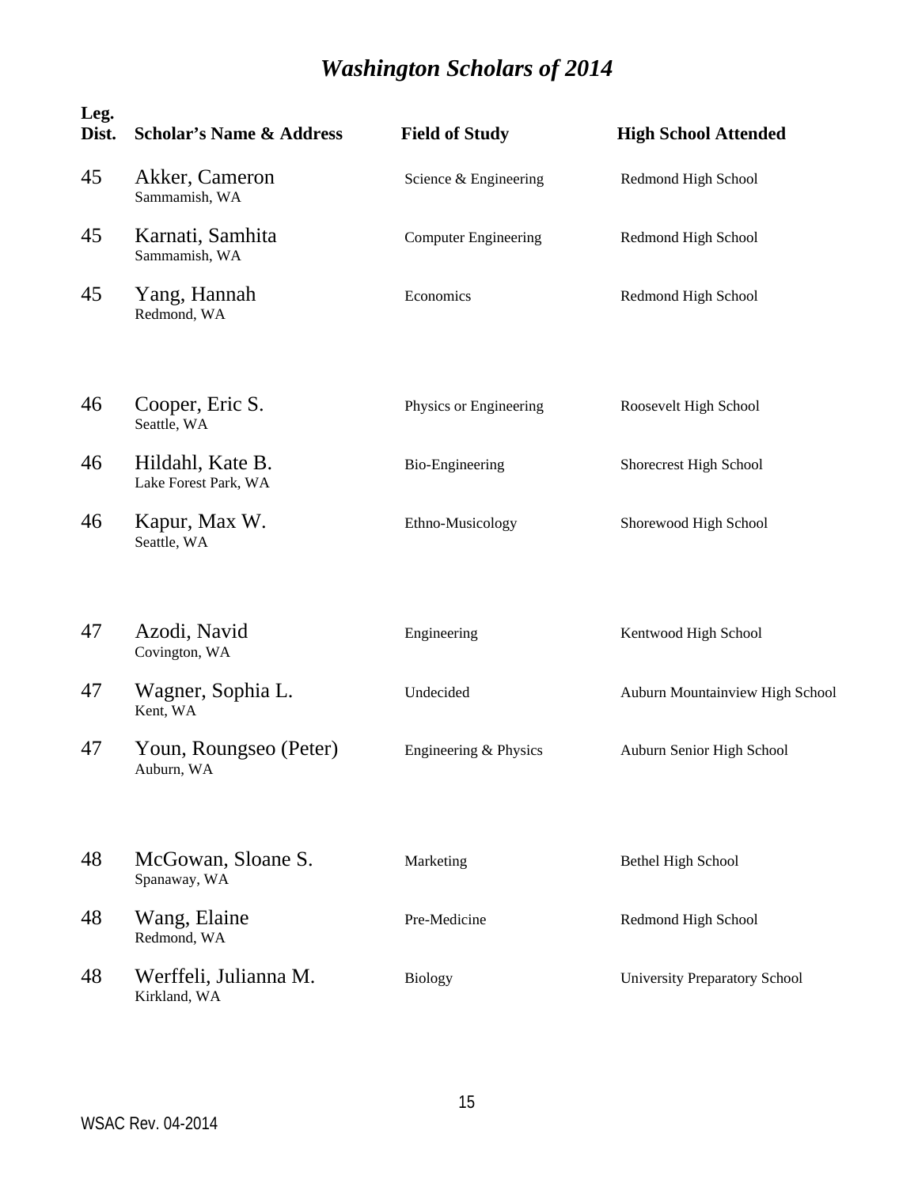# *Washington Scholars of 2014*

| Leg. Dist. | Scholar's Name & Address | Field of Study | High School Attended |
|---|---|---|---|
| 45 | Akker, Cameron<br>Sammamish, WA | Science & Engineering | Redmond High School |
| 45 | Karnati, Samhita<br>Sammamish, WA | Computer Engineering | Redmond High School |
| 45 | Yang, Hannah<br>Redmond, WA | Economics | Redmond High School |
| 46 | Cooper, Eric S.<br>Seattle, WA | Physics or Engineering | Roosevelt High School |
| 46 | Hildahl, Kate B.<br>Lake Forest Park, WA | Bio-Engineering | Shorecrest High School |
| 46 | Kapur, Max W.<br>Seattle, WA | Ethno-Musicology | Shorewood High School |
| 47 | Azodi, Navid<br>Covington, WA | Engineering | Kentwood High School |
| 47 | Wagner, Sophia L.<br>Kent, WA | Undecided | Auburn Mountainview High School |
| 47 | Youn, Roungseo (Peter)<br>Auburn, WA | Engineering & Physics | Auburn Senior High School |
| 48 | McGowan, Sloane S.<br>Spanaway, WA | Marketing | Bethel High School |
| 48 | Wang, Elaine<br>Redmond, WA | Pre-Medicine | Redmond High School |
| 48 | Werffeli, Julianna M.<br>Kirkland, WA | Biology | University Preparatory School |

WSAC Rev. 04-2014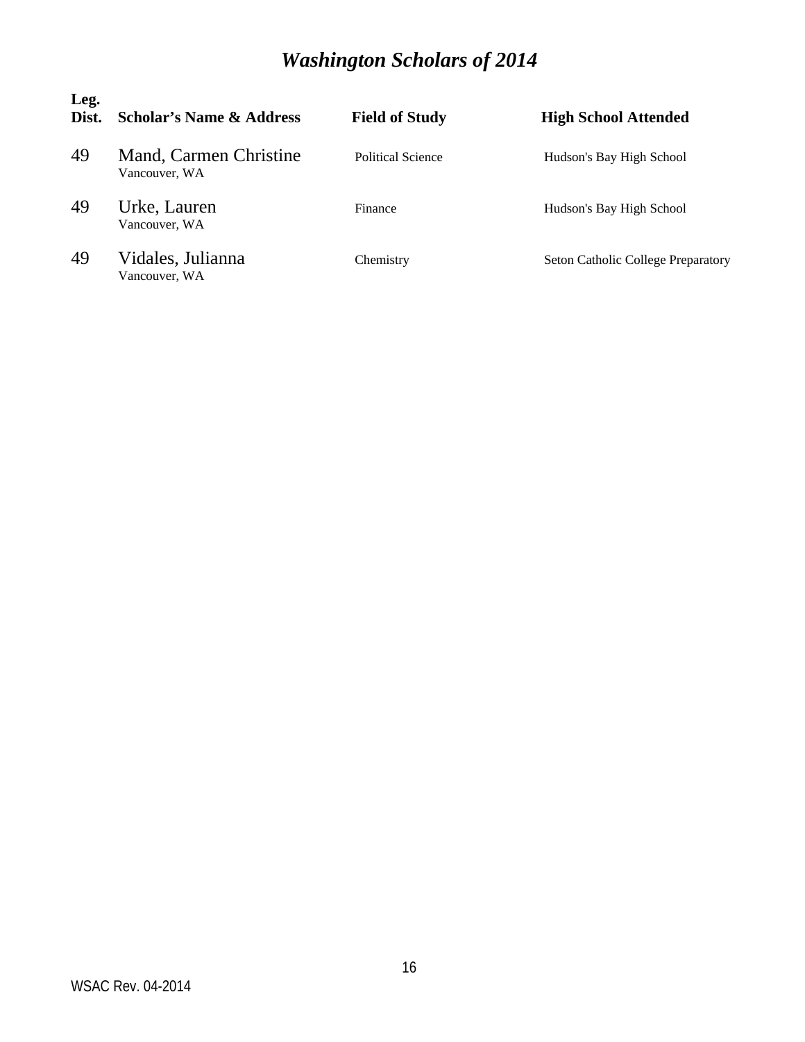# *Washington Scholars of 2014*

| Leg. Dist. | Scholar's Name & Address | Field of Study | High School Attended |
|---|---|---|---|
| 49 | Mand, Carmen Christine<br>Vancouver, WA | Political Science | Hudson's Bay High School |
| 49 | Urke, Lauren<br>Vancouver, WA | Finance | Hudson's Bay High School |
| 49 | Vidales, Julianna<br>Vancouver, WA | Chemistry | Seton Catholic College Preparatory |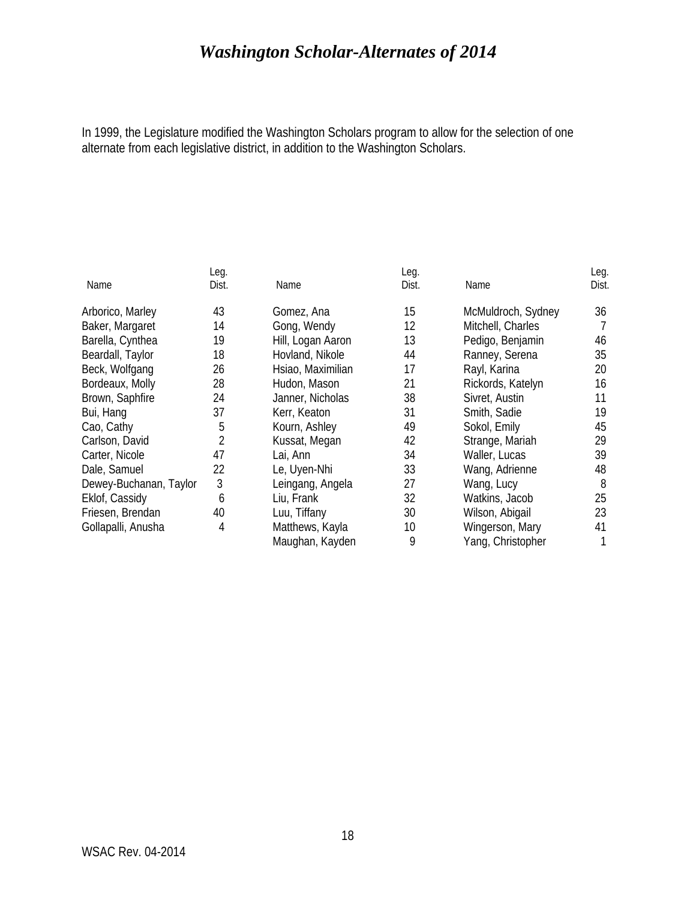# *Washington Scholar-Alternates of 2014*

In 1999, the Legislature modified the Washington Scholars program to allow for the selection of one alternate from each legislative district, in addition to the Washington Scholars.

| Name | Leg. Dist. | Name | Leg. Dist. | Name | Leg. Dist. |
|---|---|---|---|---|---|
| Arborico, Marley | 43 | Gomez, Ana | 15 | McMuldroch, Sydney | 36 |
| Baker, Margaret | 14 | Gong, Wendy | 12 | Mitchell, Charles | 7 |
| Barella, Cynthea | 19 | Hill, Logan Aaron | 13 | Pedigo, Benjamin | 46 |
| Beardall, Taylor | 18 | Hovland, Nikole | 44 | Ranney, Serena | 35 |
| Beck, Wolfgang | 26 | Hsiao, Maximilian | 17 | Rayl, Karina | 20 |
| Bordeaux, Molly | 28 | Hudon, Mason | 21 | Rickords, Katelyn | 16 |
| Brown, Saphfire | 24 | Janner, Nicholas | 38 | Sivret, Austin | 11 |
| Bui, Hang | 37 | Kerr, Keaton | 31 | Smith, Sadie | 19 |
| Cao, Cathy | 5 | Kourn, Ashley | 49 | Sokol, Emily | 45 |
| Carlson, David | 2 | Kussat, Megan | 42 | Strange, Mariah | 29 |
| Carter, Nicole | 47 | Lai, Ann | 34 | Waller, Lucas | 39 |
| Dale, Samuel | 22 | Le, Uyen-Nhi | 33 | Wang, Adrienne | 48 |
| Dewey-Buchanan, Taylor | 3 | Leingang, Angela | 27 | Wang, Lucy | 8 |
| Eklof, Cassidy | 6 | Liu, Frank | 32 | Watkins, Jacob | 25 |
| Friesen, Brendan | 40 | Luu, Tiffany | 30 | Wilson, Abigail | 23 |
| Gollapalli, Anusha | 4 | Matthews, Kayla | 10 | Wingerson, Mary | 41 |
| | | Maughan, Kayden | 9 | Yang, Christopher | 1 |

WSAC Rev. 04-2014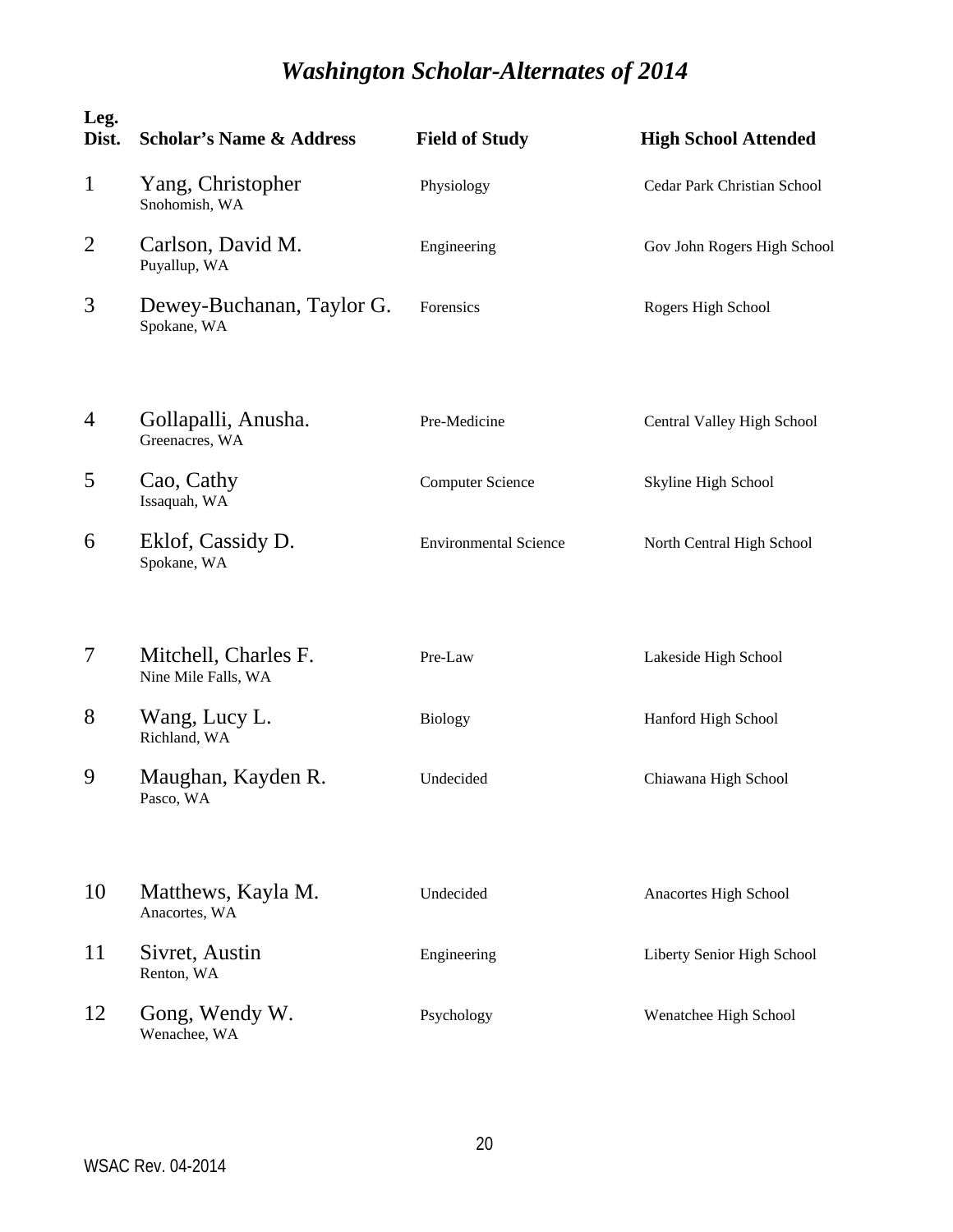# *Washington Scholar-Alternates of 2014*

| Leg. Dist. | Scholar's Name & Address | Field of Study | High School Attended |
|---|---|---|---|
| 1 | Yang, Christopher<br>Snohomish, WA | Physiology | Cedar Park Christian School |
| 2 | Carlson, David M.<br>Puyallup, WA | Engineering | Gov John Rogers High School |
| 3 | Dewey-Buchanan, Taylor G.<br>Spokane, WA | Forensics | Rogers High School |
| 4 | Gollapalli, Anusha.<br>Greenacres, WA | Pre-Medicine | Central Valley High School |
| 5 | Cao, Cathy<br>Issaquah, WA | Computer Science | Skyline High School |
| 6 | Eklof, Cassidy D.<br>Spokane, WA | Environmental Science | North Central High School |
| 7 | Mitchell, Charles F.<br>Nine Mile Falls, WA | Pre-Law | Lakeside High School |
| 8 | Wang, Lucy L.<br>Richland, WA | Biology | Hanford High School |
| 9 | Maughan, Kayden R.<br>Pasco, WA | Undecided | Chiawana High School |
| 10 | Matthews, Kayla M.<br>Anacortes, WA | Undecided | Anacortes High School |
| 11 | Sivret, Austin<br>Renton, WA | Engineering | Liberty Senior High School |
| 12 | Gong, Wendy W.<br>Wenachee, WA | Psychology | Wenatchee High School |

WSAC Rev. 04-2014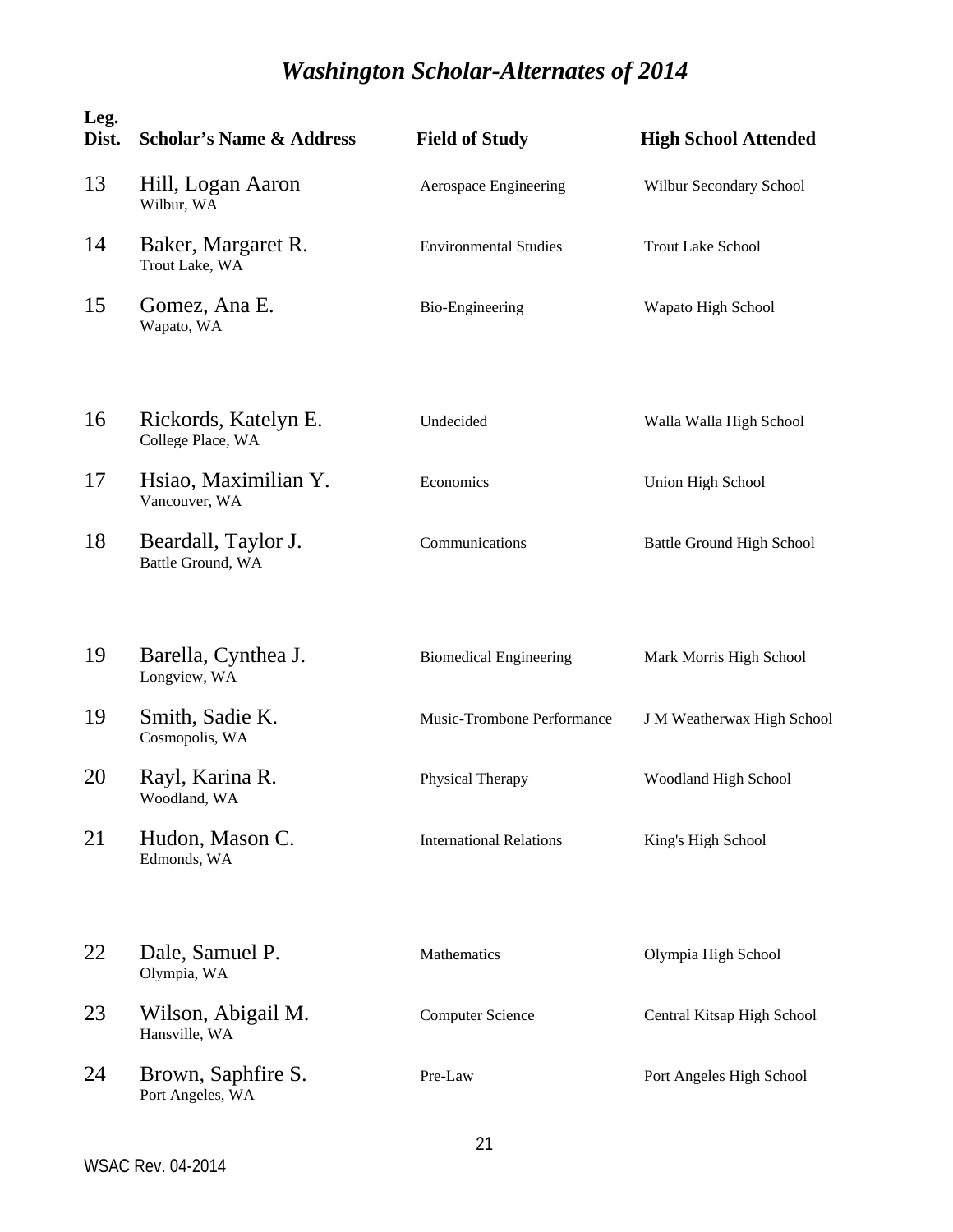# *Washington Scholar-Alternates of 2014*

| Leg. Dist. | Scholar's Name & Address | Field of Study | High School Attended |
|---|---|---|---|
| 13 | Hill, Logan Aaron<br>Wilbur, WA | Aerospace Engineering | Wilbur Secondary School |
| 14 | Baker, Margaret R.<br>Trout Lake, WA | Environmental Studies | Trout Lake School |
| 15 | Gomez, Ana E.<br>Wapato, WA | Bio-Engineering | Wapato High School |
| 16 | Rickords, Katelyn E.<br>College Place, WA | Undecided | Walla Walla High School |
| 17 | Hsiao, Maximilian Y.<br>Vancouver, WA | Economics | Union High School |
| 18 | Beardall, Taylor J.<br>Battle Ground, WA | Communications | Battle Ground High School |
| 19 | Barella, Cynthea J.<br>Longview, WA | Biomedical Engineering | Mark Morris High School |
| 19 | Smith, Sadie K.<br>Cosmopolis, WA | Music-Trombone Performance | J M Weatherwax High School |
| 20 | Rayl, Karina R.<br>Woodland, WA | Physical Therapy | Woodland High School |
| 21 | Hudon, Mason C.<br>Edmonds, WA | International Relations | King's High School |
| 22 | Dale, Samuel P.<br>Olympia, WA | Mathematics | Olympia High School |
| 23 | Wilson, Abigail M.<br>Hansville, WA | Computer Science | Central Kitsap High School |
| 24 | Brown, Saphfire S.<br>Port Angeles, WA | Pre-Law | Port Angeles High School |

WSAC Rev. 04-2014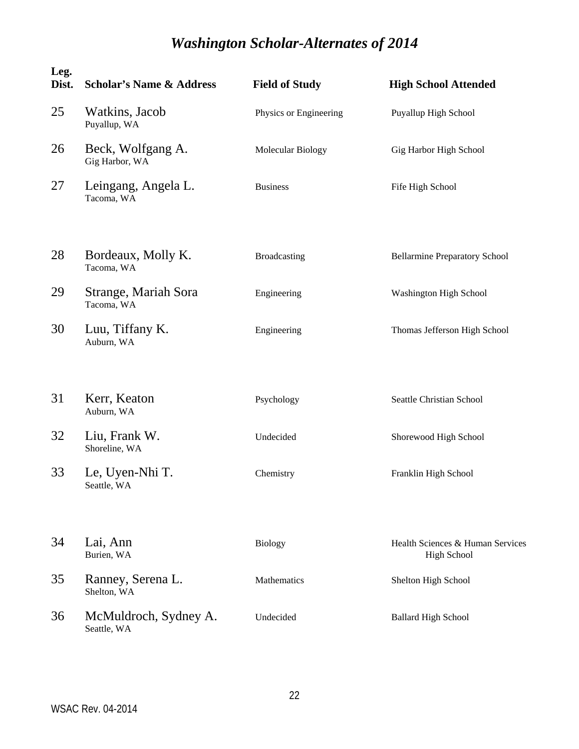# *Washington Scholar-Alternates of 2014*

| Leg. Dist. | Scholar's Name & Address | Field of Study | High School Attended |
|---|---|---|---|
| 25 | Watkins, Jacob<br>Puyallup, WA | Physics or Engineering | Puyallup High School |
| 26 | Beck, Wolfgang A.<br>Gig Harbor, WA | Molecular Biology | Gig Harbor High School |
| 27 | Leingang, Angela L.<br>Tacoma, WA | Business | Fife High School |
| 28 | Bordeaux, Molly K.<br>Tacoma, WA | Broadcasting | Bellarmine Preparatory School |
| 29 | Strange, Mariah Sora<br>Tacoma, WA | Engineering | Washington High School |
| 30 | Luu, Tiffany K.<br>Auburn, WA | Engineering | Thomas Jefferson High School |
| 31 | Kerr, Keaton<br>Auburn, WA | Psychology | Seattle Christian School |
| 32 | Liu, Frank W.<br>Shoreline, WA | Undecided | Shorewood High School |
| 33 | Le, Uyen-Nhi T.<br>Seattle, WA | Chemistry | Franklin High School |
| 34 | Lai, Ann<br>Burien, WA | Biology | Health Sciences & Human Services High School |
| 35 | Ranney, Serena L.<br>Shelton, WA | Mathematics | Shelton High School |
| 36 | McMuldroch, Sydney A.<br>Seattle, WA | Undecided | Ballard High School |

WSAC Rev. 04-2014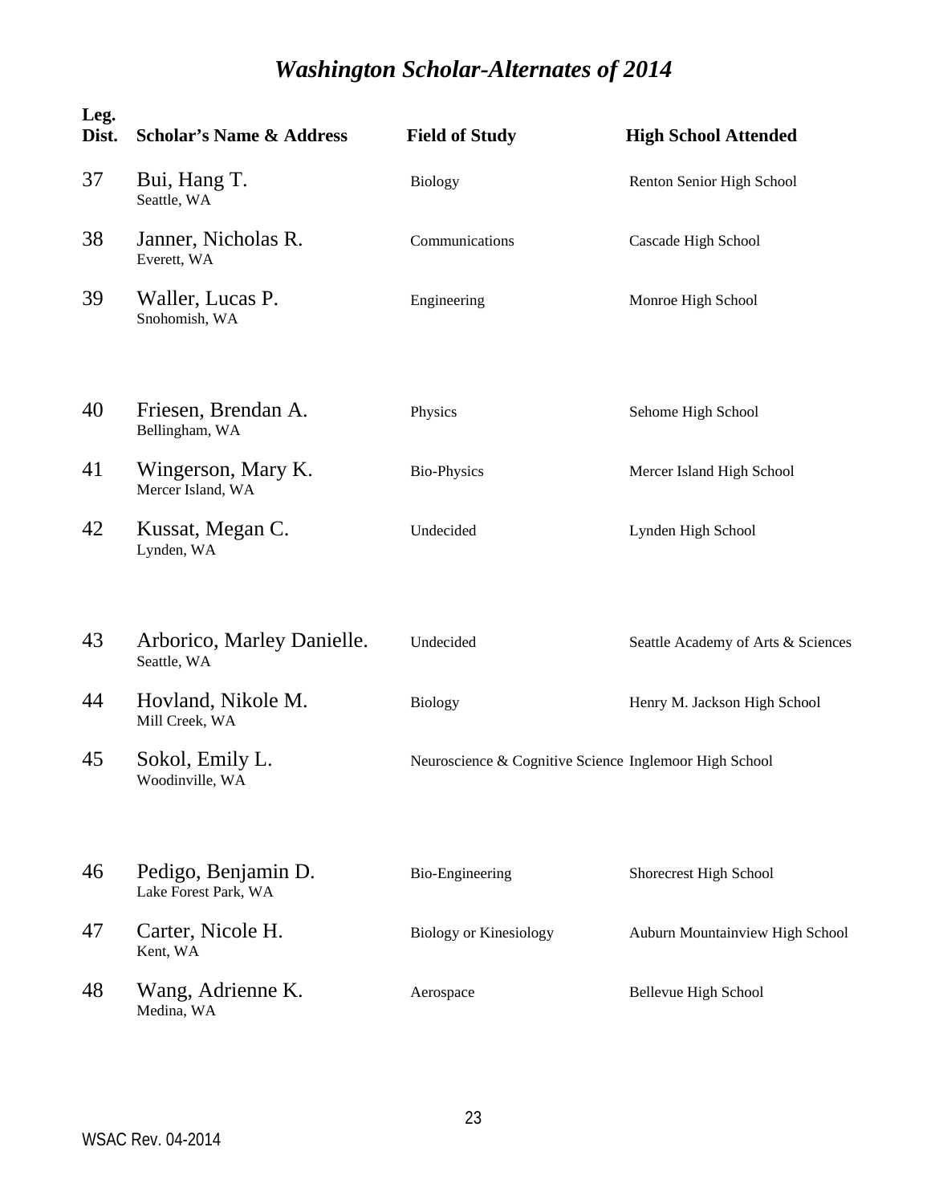# *Washington Scholar-Alternates of 2014*

| Leg. Dist. | Scholar's Name & Address | Field of Study | High School Attended |
|---|---|---|---|
| 37 | Bui, Hang T.<br>Seattle, WA | Biology | Renton Senior High School |
| 38 | Janner, Nicholas R.<br>Everett, WA | Communications | Cascade High School |
| 39 | Waller, Lucas P.<br>Snohomish, WA | Engineering | Monroe High School |
| 40 | Friesen, Brendan A.<br>Bellingham, WA | Physics | Sehome High School |
| 41 | Wingerson, Mary K.<br>Mercer Island, WA | Bio-Physics | Mercer Island High School |
| 42 | Kussat, Megan C.<br>Lynden, WA | Undecided | Lynden High School |
| 43 | Arborico, Marley Danielle.<br>Seattle, WA | Undecided | Seattle Academy of Arts & Sciences |
| 44 | Hovland, Nikole M.<br>Mill Creek, WA | Biology | Henry M. Jackson High School |
| 45 | Sokol, Emily L.<br>Woodinville, WA | Neuroscience & Cognitive Science | Inglemoor High School |
| 46 | Pedigo, Benjamin D.<br>Lake Forest Park, WA | Bio-Engineering | Shorecrest High School |
| 47 | Carter, Nicole H.<br>Kent, WA | Biology or Kinesiology | Auburn Mountainview High School |
| 48 | Wang, Adrienne K.<br>Medina, WA | Aerospace | Bellevue High School |

WSAC Rev. 04-2014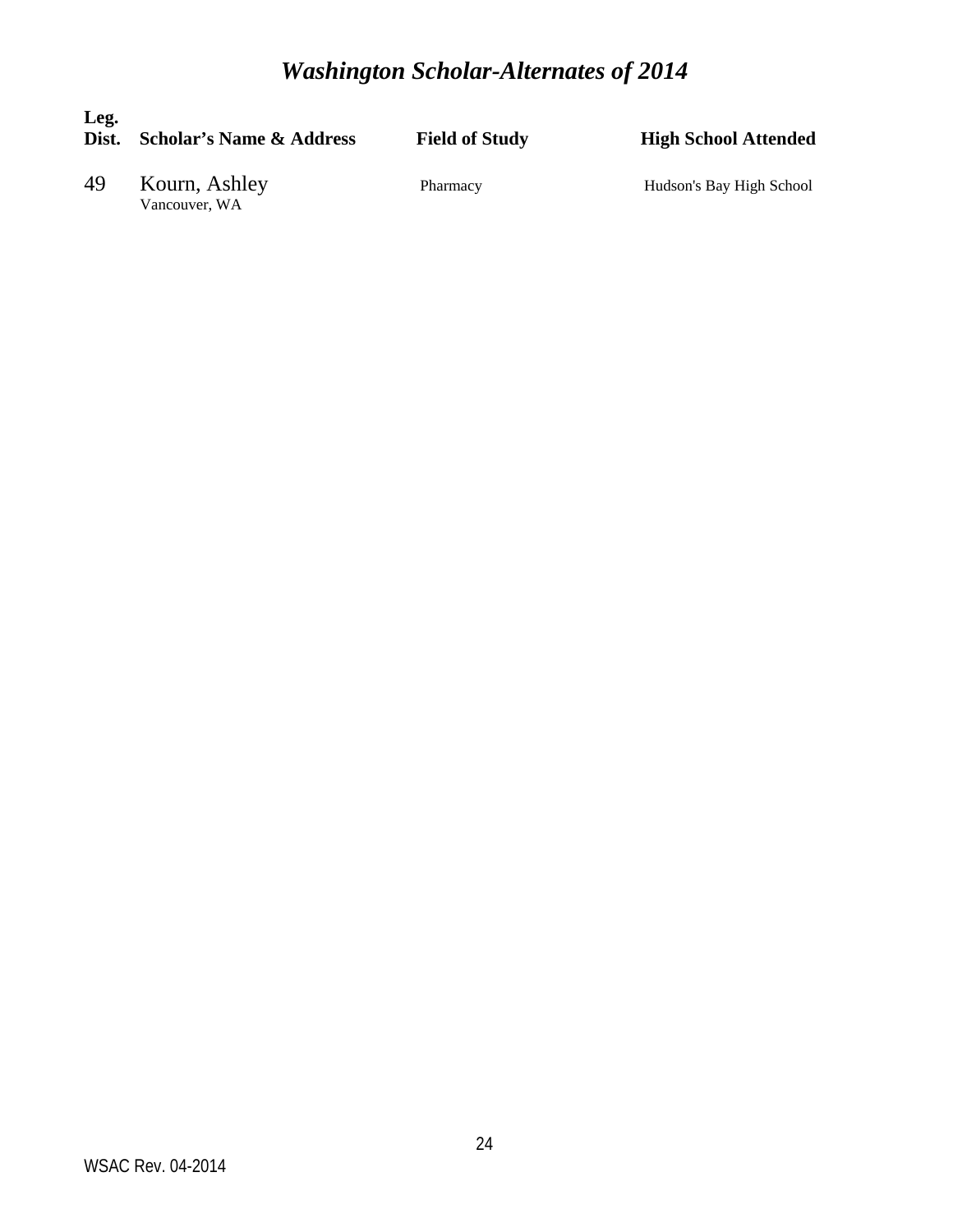# *Washington Scholar-Alternates of 2014*

| Leg. Dist. | Scholar's Name & Address | Field of Study | High School Attended |
|---|---|---|---|
| 49 | Kourn, Ashley<br>Vancouver, WA | Pharmacy | Hudson's Bay High School |

WSAC Rev. 04-2014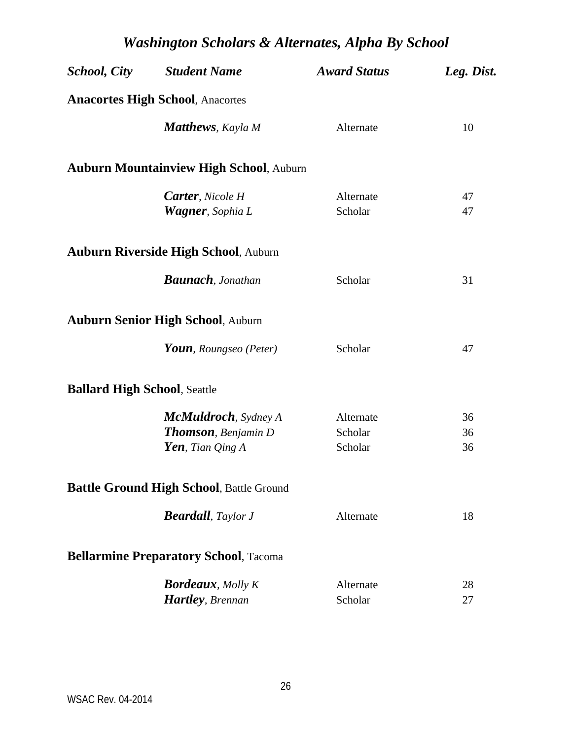# *Washington Scholars & Alternates, Alpha By School*

| *School, City* | *Student Name* | *Award Status* | *Leg. Dist.* |
|---|---|---|---|
| **Anacortes High School**, Anacortes | | | |
| | ***Matthews***, *Kayla M* | Alternate | 10 |
| **Auburn Mountainview High School**, Auburn | | | |
| | ***Carter***, *Nicole H* | Alternate | 47 |
| | ***Wagner***, *Sophia L* | Scholar | 47 |
| **Auburn Riverside High School**, Auburn | | | |
| | ***Baunach***, *Jonathan* | Scholar | 31 |
| **Auburn Senior High School**, Auburn | | | |
| | ***Youn***, *Roungseo (Peter)* | Scholar | 47 |
| **Ballard High School**, Seattle | | | |
| | ***McMuldroch***, *Sydney A* | Alternate | 36 |
| | ***Thomson***, *Benjamin D* | Scholar | 36 |
| | ***Yen***, *Tian Qing A* | Scholar | 36 |
| **Battle Ground High School**, Battle Ground | | | |
| | ***Beardall***, *Taylor J* | Alternate | 18 |
| **Bellarmine Preparatory School**, Tacoma | | | |
| | ***Bordeaux***, *Molly K* | Alternate | 28 |
| | ***Hartley***, *Brennan* | Scholar | 27 |

WSAC Rev. 04-2014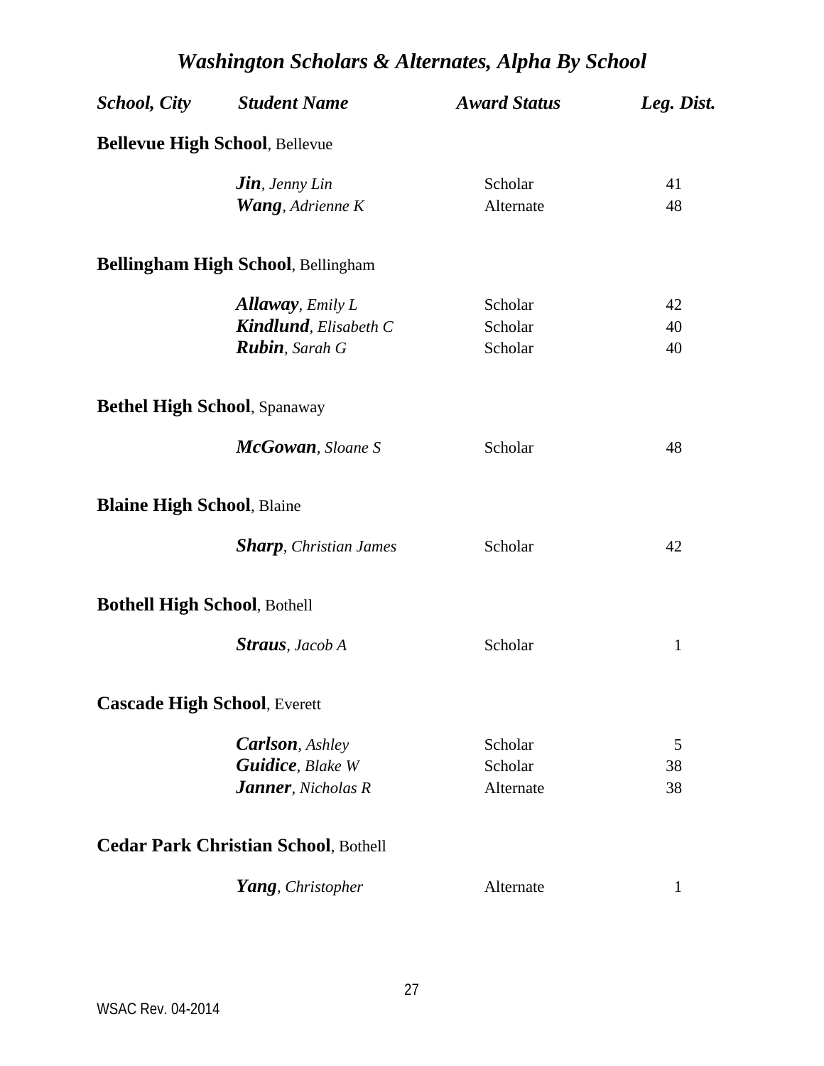# *Washington Scholars & Alternates, Alpha By School*

| *School, City* | *Student Name* | *Award Status* | *Leg. Dist.* |
|---|---|---|---|
| **Bellevue High School**, Bellevue | | | |
| | ***Jin**, Jenny Lin* | Scholar | 41 |
| | ***Wang**, Adrienne K* | Alternate | 48 |
| **Bellingham High School**, Bellingham | | | |
| | ***Allaway**, Emily L* | Scholar | 42 |
| | ***Kindlund**, Elisabeth C* | Scholar | 40 |
| | ***Rubin**, Sarah G* | Scholar | 40 |
| **Bethel High School**, Spanaway | | | |
| | ***McGowan**, Sloane S* | Scholar | 48 |
| **Blaine High School**, Blaine | | | |
| | ***Sharp**, Christian James* | Scholar | 42 |
| **Bothell High School**, Bothell | | | |
| | ***Straus**, Jacob A* | Scholar | 1 |
| **Cascade High School**, Everett | | | |
| | ***Carlson**, Ashley* | Scholar | 5 |
| | ***Guidice**, Blake W* | Scholar | 38 |
| | ***Janner**, Nicholas R* | Alternate | 38 |
| **Cedar Park Christian School**, Bothell | | | |
| | ***Yang**, Christopher* | Alternate | 1 |

WSAC Rev. 04-2014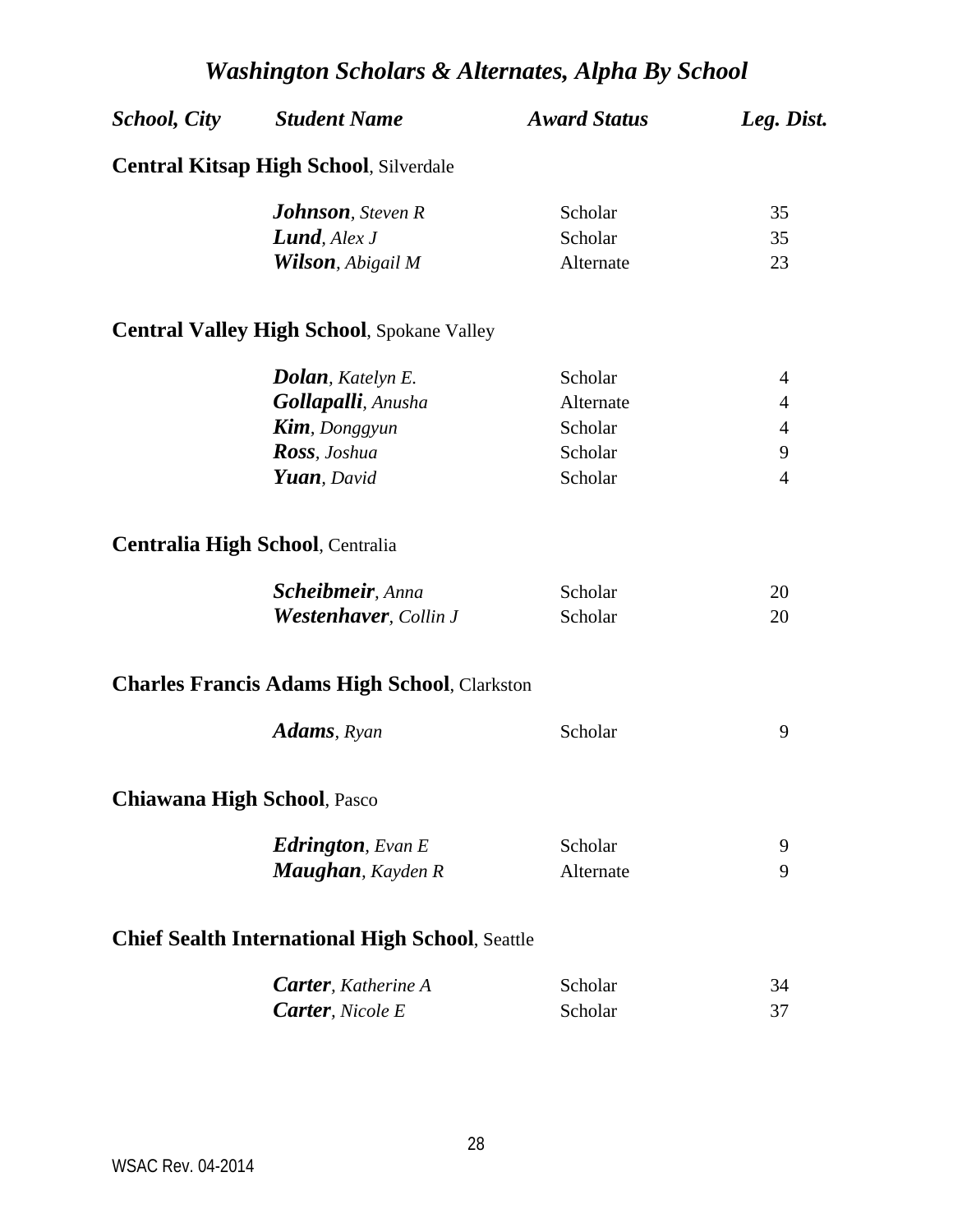# *Washington Scholars & Alternates, Alpha By School*

| *School, City* | *Student Name* | *Award Status* | *Leg. Dist.* |
|---|---|---|---|
| **Central Kitsap High School**, Silverdale | | | |
| | ***Johnson***, *Steven R* | Scholar | 35 |
| | ***Lund***, *Alex J* | Scholar | 35 |
| | ***Wilson***, *Abigail M* | Alternate | 23 |
| **Central Valley High School**, Spokane Valley | | | |
| | ***Dolan***, *Katelyn E.* | Scholar | 4 |
| | ***Gollapalli***, *Anusha* | Alternate | 4 |
| | ***Kim***, *Donggyun* | Scholar | 4 |
| | ***Ross***, *Joshua* | Scholar | 9 |
| | ***Yuan***, *David* | Scholar | 4 |
| **Centralia High School**, Centralia | | | |
| | ***Scheibmeir***, *Anna* | Scholar | 20 |
| | ***Westenhaver***, *Collin J* | Scholar | 20 |
| **Charles Francis Adams High School**, Clarkston | | | |
| | ***Adams***, *Ryan* | Scholar | 9 |
| **Chiawana High School**, Pasco | | | |
| | ***Edrington***, *Evan E* | Scholar | 9 |
| | ***Maughan***, *Kayden R* | Alternate | 9 |
| **Chief Sealth International High School**, Seattle | | | |
| | ***Carter***, *Katherine A* | Scholar | 34 |
| | ***Carter***, *Nicole E* | Scholar | 37 |

WSAC Rev. 04-2014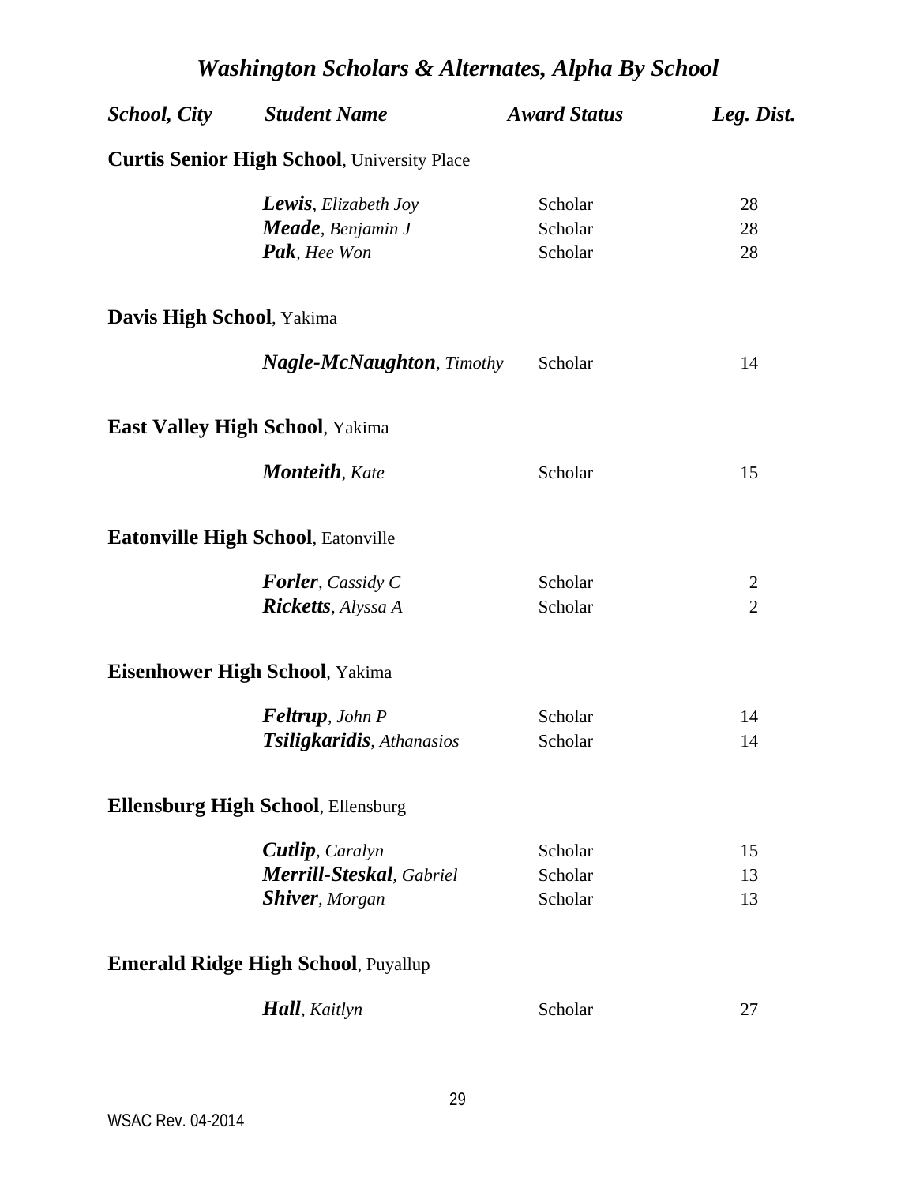# *Washington Scholars & Alternates, Alpha By School*

| *School, City* | *Student Name* | *Award Status* | *Leg. Dist.* |
|---|---|---|---|
| **Curtis Senior High School**, University Place | | | |
| | ***Lewis***, *Elizabeth Joy* | Scholar | 28 |
| | ***Meade***, *Benjamin J* | Scholar | 28 |
| | ***Pak***, *Hee Won* | Scholar | 28 |
| **Davis High School**, Yakima | | | |
| | ***Nagle-McNaughton***, *Timothy* | Scholar | 14 |
| **East Valley High School**, Yakima | | | |
| | ***Monteith***, *Kate* | Scholar | 15 |
| **Eatonville High School**, Eatonville | | | |
| | ***Forler***, *Cassidy C* | Scholar | 2 |
| | ***Ricketts***, *Alyssa A* | Scholar | 2 |
| **Eisenhower High School**, Yakima | | | |
| | ***Feltrup***, *John P* | Scholar | 14 |
| | ***Tsiligkaridis***, *Athanasios* | Scholar | 14 |
| **Ellensburg High School**, Ellensburg | | | |
| | ***Cutlip***, *Caralyn* | Scholar | 15 |
| | ***Merrill-Steskal***, *Gabriel* | Scholar | 13 |
| | ***Shiver***, *Morgan* | Scholar | 13 |
| **Emerald Ridge High School**, Puyallup | | | |
| | ***Hall***, *Kaitlyn* | Scholar | 27 |

WSAC Rev. 04-2014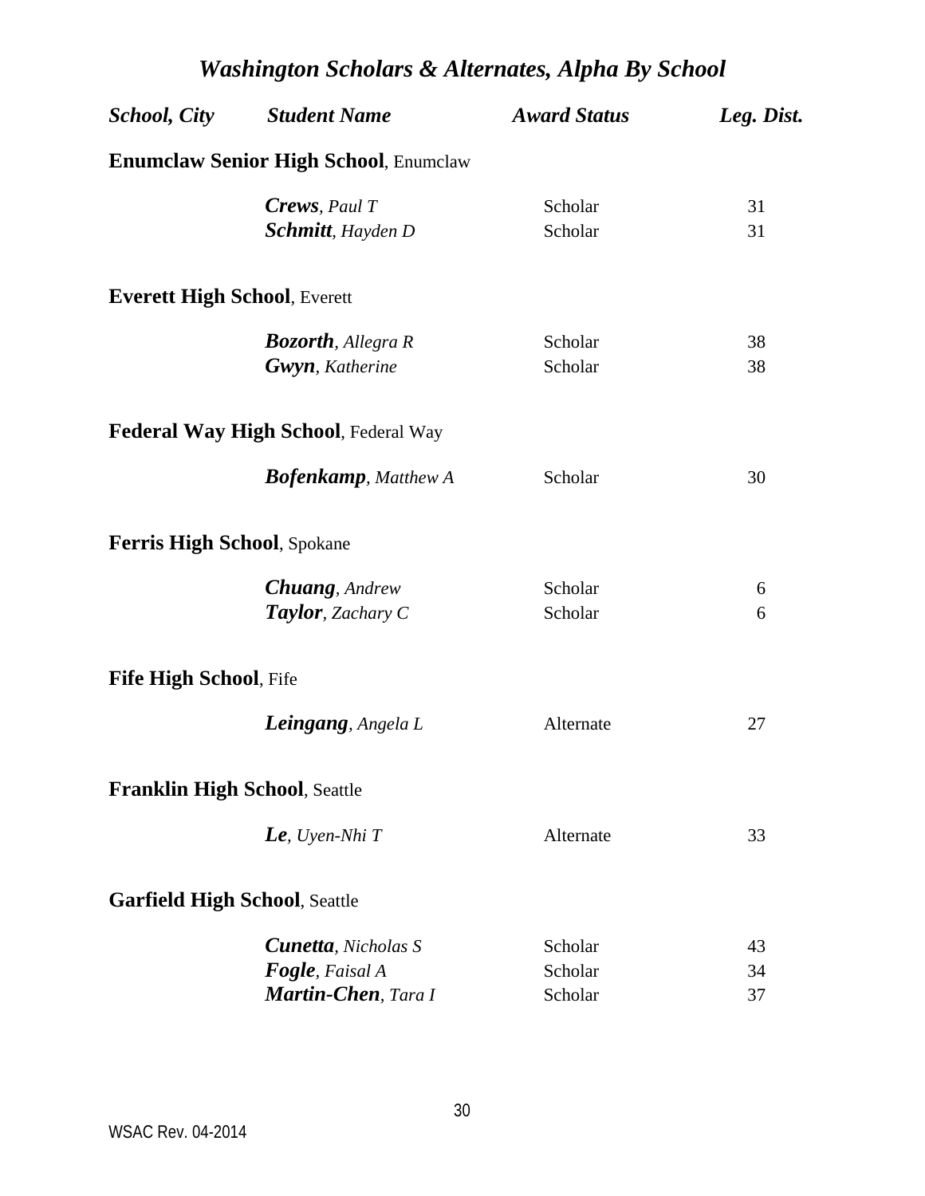# *Washington Scholars & Alternates, Alpha By School*

| *School, City* | *Student Name* | *Award Status* | *Leg. Dist.* |
|---|---|---|---|
| **Enumclaw Senior High School**, Enumclaw | | | |
| | ***Crews***, *Paul T* | Scholar | 31 |
| | ***Schmitt***, *Hayden D* | Scholar | 31 |
| **Everett High School**, Everett | | | |
| | ***Bozorth***, *Allegra R* | Scholar | 38 |
| | ***Gwyn***, *Katherine* | Scholar | 38 |
| **Federal Way High School**, Federal Way | | | |
| | ***Bofenkamp***, *Matthew A* | Scholar | 30 |
| **Ferris High School**, Spokane | | | |
| | ***Chuang***, *Andrew* | Scholar | 6 |
| | ***Taylor***, *Zachary C* | Scholar | 6 |
| **Fife High School**, Fife | | | |
| | ***Leingang***, *Angela L* | Alternate | 27 |
| **Franklin High School**, Seattle | | | |
| | ***Le***, *Uyen-Nhi T* | Alternate | 33 |
| **Garfield High School**, Seattle | | | |
| | ***Cunetta***, *Nicholas S* | Scholar | 43 |
| | ***Fogle***, *Faisal A* | Scholar | 34 |
| | ***Martin-Chen***, *Tara I* | Scholar | 37 |

WSAC Rev. 04-2014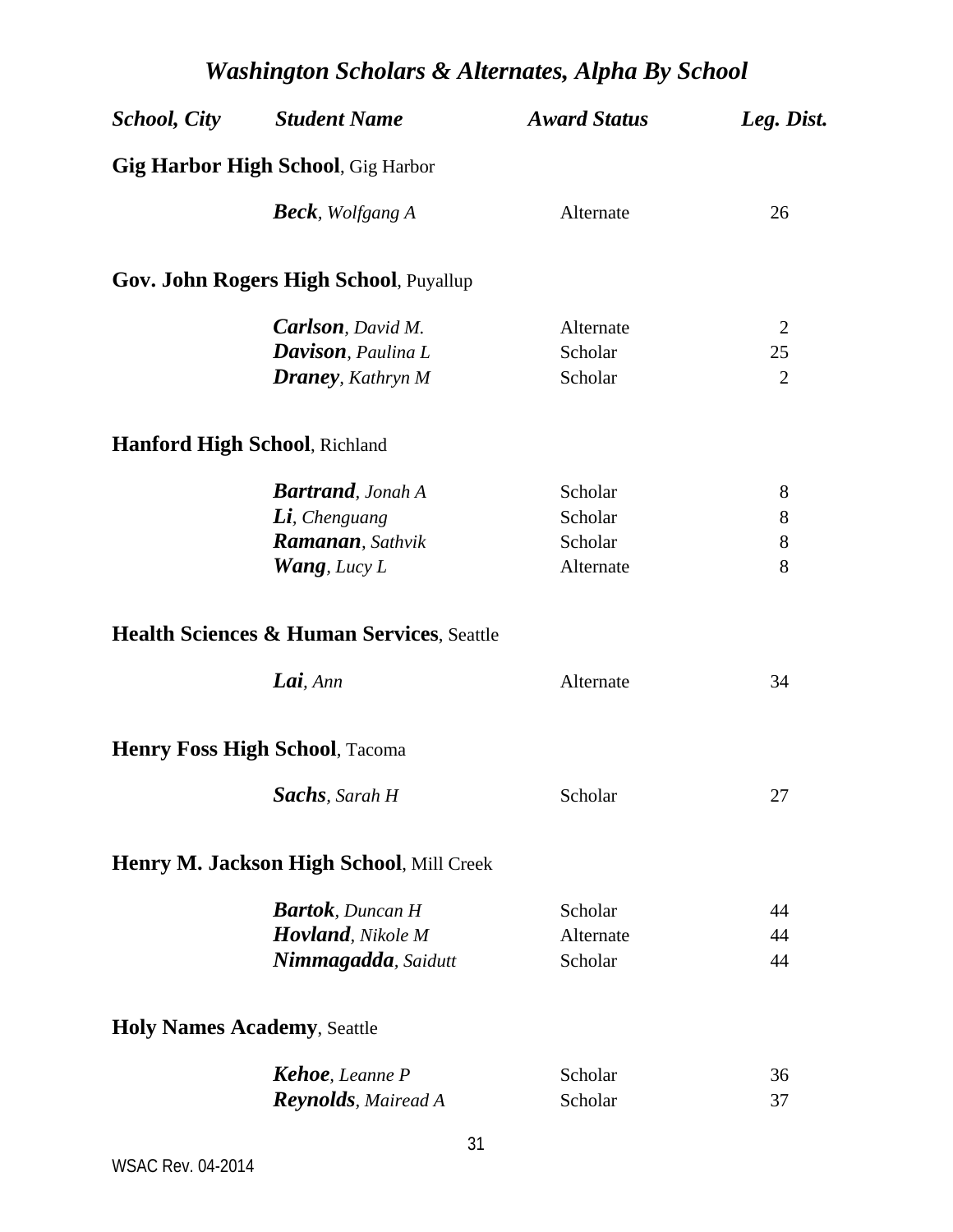# *Washington Scholars & Alternates, Alpha By School*

| *School, City* | *Student Name* | *Award Status* | *Leg. Dist.* |
|---|---|---|---|
| **Gig Harbor High School**, Gig Harbor | | | |
| | ***Beck***, *Wolfgang A* | Alternate | 26 |
| **Gov. John Rogers High School**, Puyallup | | | |
| | ***Carlson***, *David M.* | Alternate | 2 |
| | ***Davison***, *Paulina L* | Scholar | 25 |
| | ***Draney***, *Kathryn M* | Scholar | 2 |
| **Hanford High School**, Richland | | | |
| | ***Bartrand***, *Jonah A* | Scholar | 8 |
| | ***Li***, *Chenguang* | Scholar | 8 |
| | ***Ramanan***, *Sathvik* | Scholar | 8 |
| | ***Wang***, *Lucy L* | Alternate | 8 |
| **Health Sciences & Human Services**, Seattle | | | |
| | ***Lai***, *Ann* | Alternate | 34 |
| **Henry Foss High School**, Tacoma | | | |
| | ***Sachs***, *Sarah H* | Scholar | 27 |
| **Henry M. Jackson High School**, Mill Creek | | | |
| | ***Bartok***, *Duncan H* | Scholar | 44 |
| | ***Hovland***, *Nikole M* | Alternate | 44 |
| | ***Nimmagadda***, *Saidutt* | Scholar | 44 |
| **Holy Names Academy**, Seattle | | | |
| | ***Kehoe***, *Leanne P* | Scholar | 36 |
| | ***Reynolds***, *Mairead A* | Scholar | 37 |

WSAC Rev. 04-2014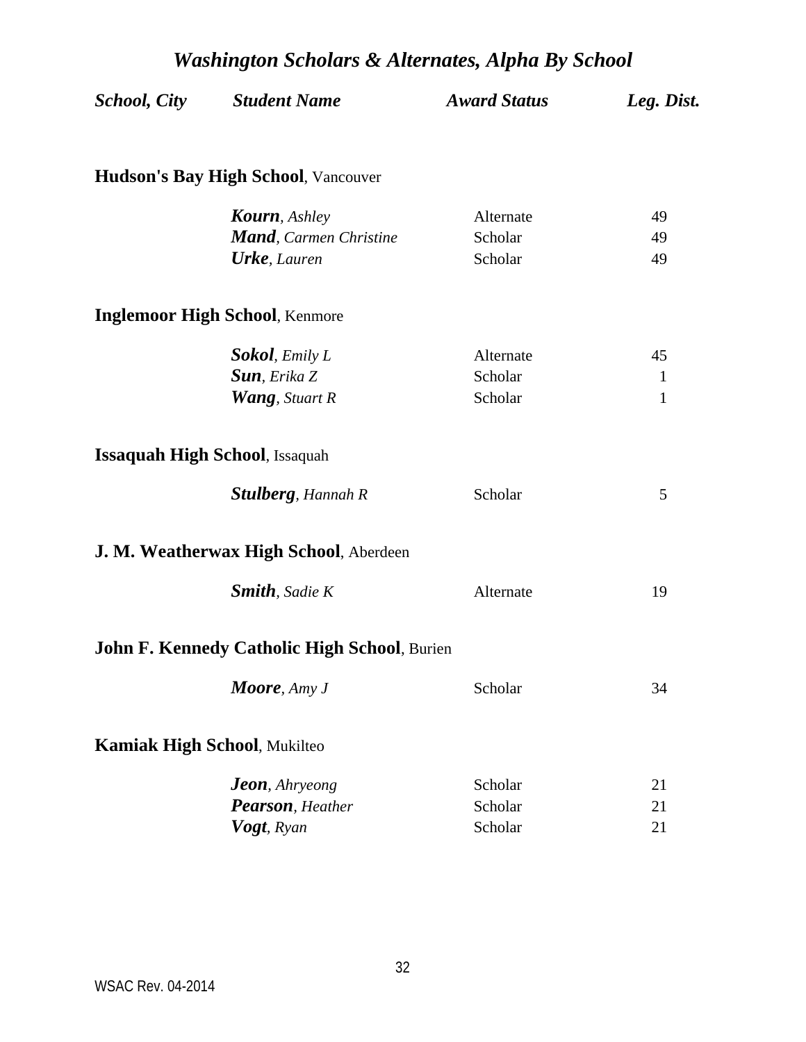# *Washington Scholars & Alternates, Alpha By School*

| *School, City* | *Student Name* | *Award Status* | *Leg. Dist.* |
|---|---|---|---|
| **Hudson's Bay High School**, Vancouver | | | |
| | ***Kourn***, *Ashley* | Alternate | 49 |
| | ***Mand***, *Carmen Christine* | Scholar | 49 |
| | ***Urke***, *Lauren* | Scholar | 49 |
| **Inglemoor High School**, Kenmore | | | |
| | ***Sokol***, *Emily L* | Alternate | 45 |
| | ***Sun***, *Erika Z* | Scholar | 1 |
| | ***Wang***, *Stuart R* | Scholar | 1 |
| **Issaquah High School**, Issaquah | | | |
| | ***Stulberg***, *Hannah R* | Scholar | 5 |
| **J. M. Weatherwax High School**, Aberdeen | | | |
| | ***Smith***, *Sadie K* | Alternate | 19 |
| **John F. Kennedy Catholic High School**, Burien | | | |
| | ***Moore***, *Amy J* | Scholar | 34 |
| **Kamiak High School**, Mukilteo | | | |
| | ***Jeon***, *Ahryeong* | Scholar | 21 |
| | ***Pearson***, *Heather* | Scholar | 21 |
| | ***Vogt***, *Ryan* | Scholar | 21 |

WSAC Rev. 04-2014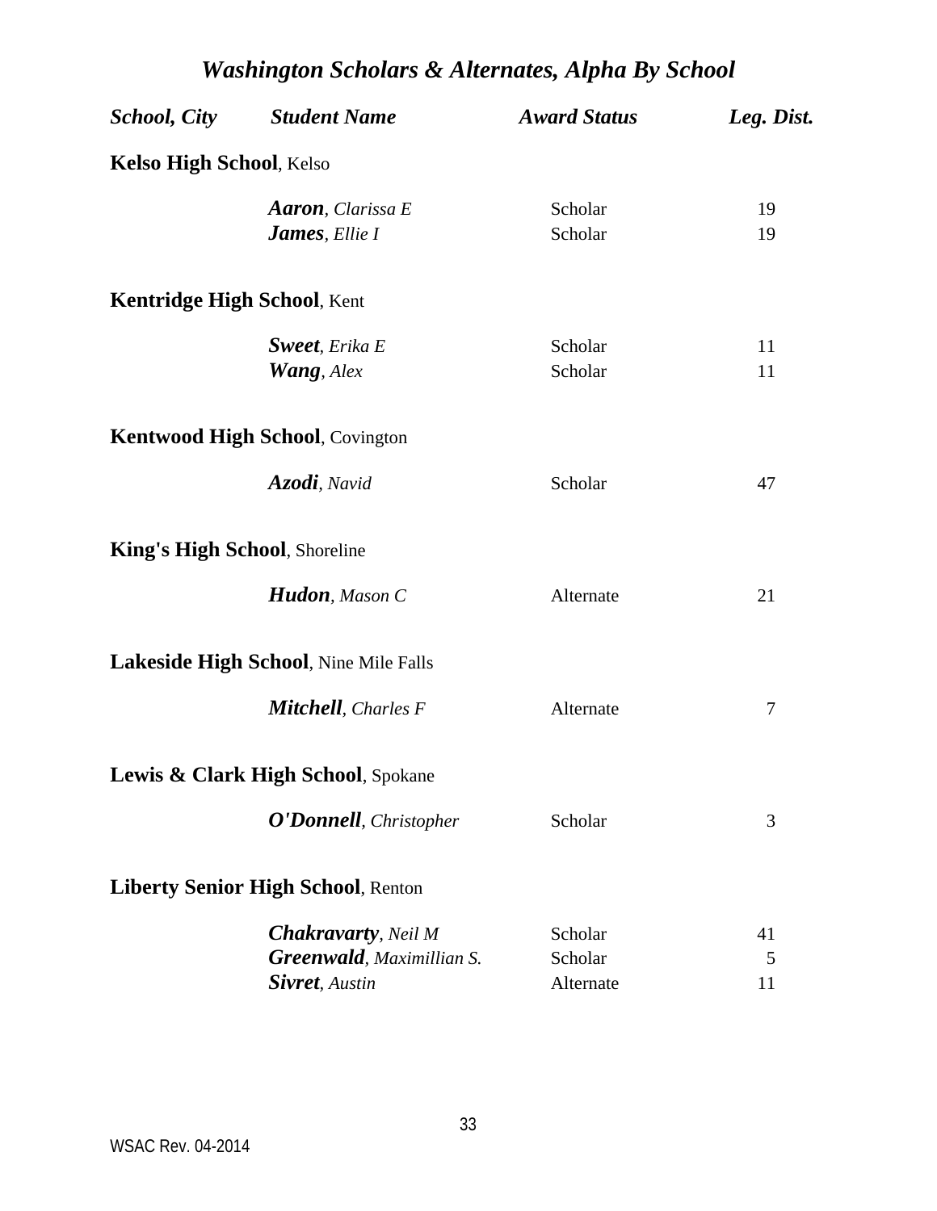## *Washington Scholars & Alternates, Alpha By School*

| *School, City* | *Student Name* | *Award Status* | *Leg. Dist.* |
|---|---|---|---|
| **Kelso High School**, Kelso | | | |
| | ***Aaron**, Clarissa E* | Scholar | 19 |
| | ***James**, Ellie I* | Scholar | 19 |
| **Kentridge High School**, Kent | | | |
| | ***Sweet**, Erika E* | Scholar | 11 |
| | ***Wang**, Alex* | Scholar | 11 |
| **Kentwood High School**, Covington | | | |
| | ***Azodi**, Navid* | Scholar | 47 |
| **King's High School**, Shoreline | | | |
| | ***Hudon**, Mason C* | Alternate | 21 |
| **Lakeside High School**, Nine Mile Falls | | | |
| | ***Mitchell**, Charles F* | Alternate | 7 |
| **Lewis & Clark High School**, Spokane | | | |
| | ***O'Donnell**, Christopher* | Scholar | 3 |
| **Liberty Senior High School**, Renton | | | |
| | ***Chakravarty**, Neil M* | Scholar | 41 |
| | ***Greenwald**, Maximillian S.* | Scholar | 5 |
| | ***Sivret**, Austin* | Alternate | 11 |

WSAC Rev. 04-2014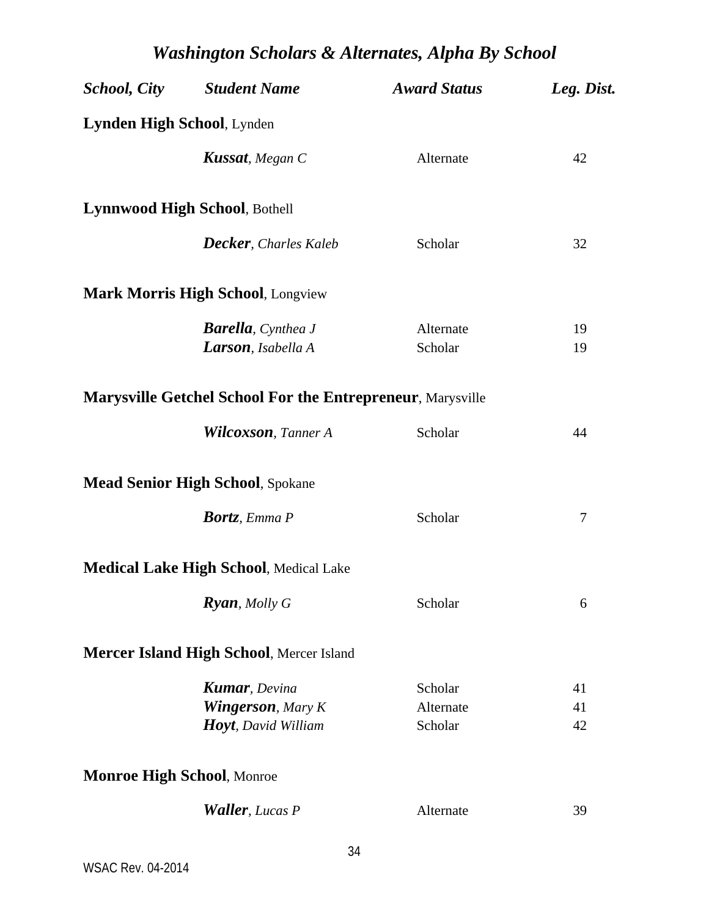# *Washington Scholars & Alternates, Alpha By School*

| *School, City* | *Student Name* | *Award Status* | *Leg. Dist.* |
|---|---|---|---|
| **Lynden High School**, Lynden | | | |
| | ***Kussat***, *Megan C* | Alternate | 42 |
| **Lynnwood High School**, Bothell | | | |
| | ***Decker***, *Charles Kaleb* | Scholar | 32 |
| **Mark Morris High School**, Longview | | | |
| | ***Barella***, *Cynthea J* | Alternate | 19 |
| | ***Larson***, *Isabella A* | Scholar | 19 |
| **Marysville Getchel School For the Entrepreneur**, Marysville | | | |
| | ***Wilcoxson***, *Tanner A* | Scholar | 44 |
| **Mead Senior High School**, Spokane | | | |
| | ***Bortz***, *Emma P* | Scholar | 7 |
| **Medical Lake High School**, Medical Lake | | | |
| | ***Ryan***, *Molly G* | Scholar | 6 |
| **Mercer Island High School**, Mercer Island | | | |
| | ***Kumar***, *Devina* | Scholar | 41 |
| | ***Wingerson***, *Mary K* | Alternate | 41 |
| | ***Hoyt***, *David William* | Scholar | 42 |
| **Monroe High School**, Monroe | | | |
| | ***Waller***, *Lucas P* | Alternate | 39 |

WSAC Rev. 04-2014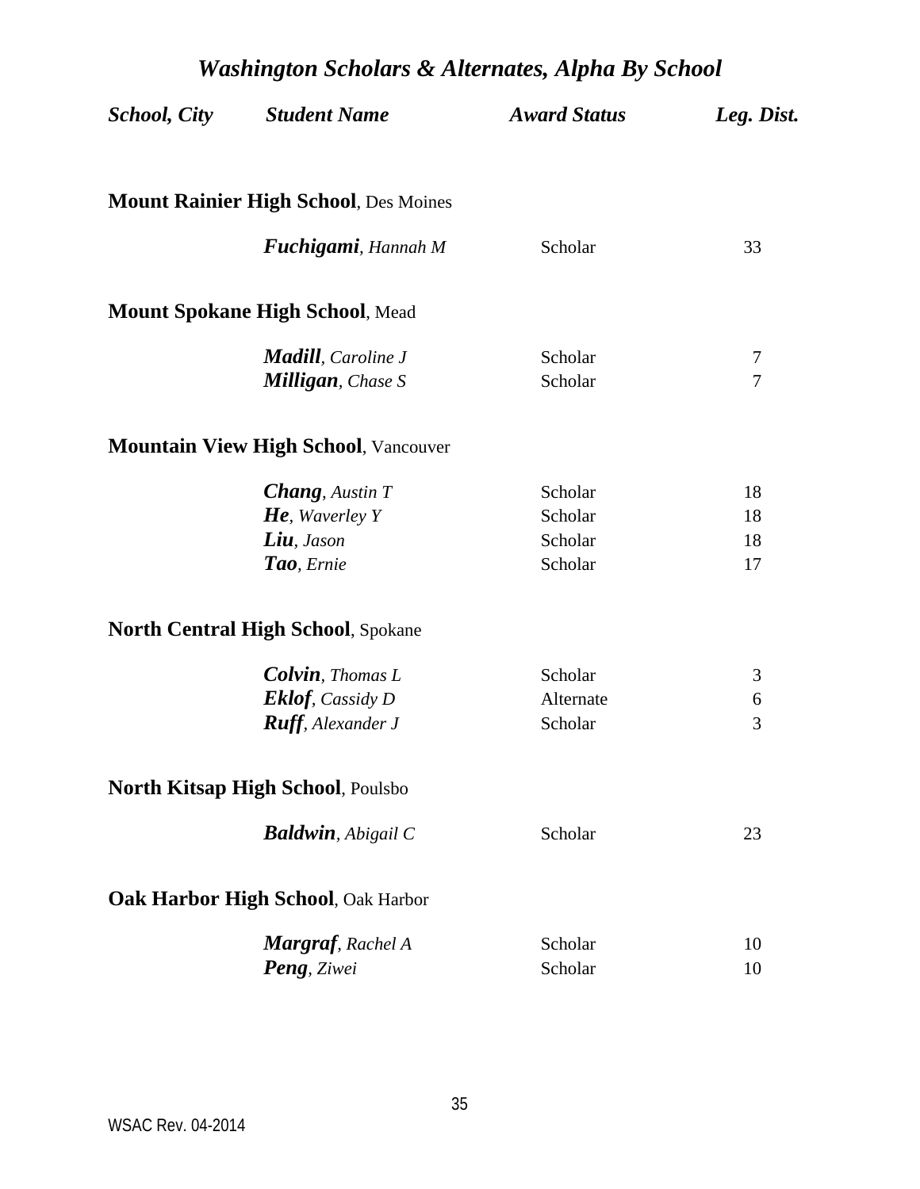# *Washington Scholars & Alternates, Alpha By School*

| *School, City* | *Student Name* | *Award Status* | *Leg. Dist.* |
|---|---|---|---|
| **Mount Rainier High School**, Des Moines | | | |
| | ***Fuchigami**, Hannah M* | Scholar | 33 |
| **Mount Spokane High School**, Mead | | | |
| | ***Madill**, Caroline J* | Scholar | 7 |
| | ***Milligan**, Chase S* | Scholar | 7 |
| **Mountain View High School**, Vancouver | | | |
| | ***Chang**, Austin T* | Scholar | 18 |
| | ***He**, Waverley Y* | Scholar | 18 |
| | ***Liu**, Jason* | Scholar | 18 |
| | ***Tao**, Ernie* | Scholar | 17 |
| **North Central High School**, Spokane | | | |
| | ***Colvin**, Thomas L* | Scholar | 3 |
| | ***Eklof**, Cassidy D* | Alternate | 6 |
| | ***Ruff**, Alexander J* | Scholar | 3 |
| **North Kitsap High School**, Poulsbo | | | |
| | ***Baldwin**, Abigail C* | Scholar | 23 |
| **Oak Harbor High School**, Oak Harbor | | | |
| | ***Margraf**, Rachel A* | Scholar | 10 |
| | ***Peng**, Ziwei* | Scholar | 10 |

WSAC Rev. 04-2014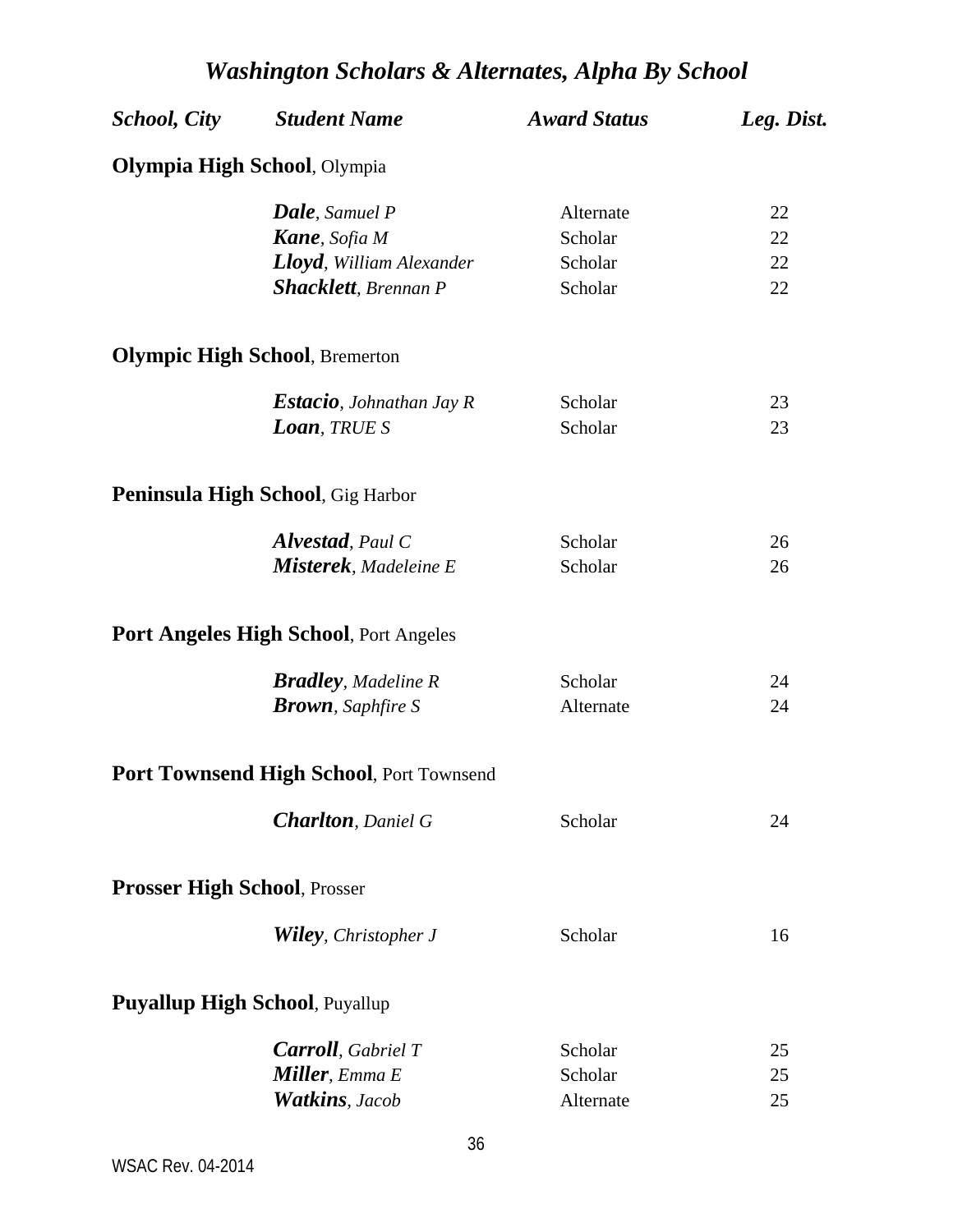# *Washington Scholars & Alternates, Alpha By School*

| *School, City* | *Student Name* | *Award Status* | *Leg. Dist.* |
|---|---|---|---|
| **Olympia High School**, Olympia | | | |
| | ***Dale***, *Samuel P* | Alternate | 22 |
| | ***Kane***, *Sofia M* | Scholar | 22 |
| | ***Lloyd***, *William Alexander* | Scholar | 22 |
| | ***Shacklett***, *Brennan P* | Scholar | 22 |
| **Olympic High School**, Bremerton | | | |
| | ***Estacio***, *Johnathan Jay R* | Scholar | 23 |
| | ***Loan***, *TRUE S* | Scholar | 23 |
| **Peninsula High School**, Gig Harbor | | | |
| | ***Alvestad***, *Paul C* | Scholar | 26 |
| | ***Misterek***, *Madeleine E* | Scholar | 26 |
| **Port Angeles High School**, Port Angeles | | | |
| | ***Bradley***, *Madeline R* | Scholar | 24 |
| | ***Brown***, *Saphfire S* | Alternate | 24 |
| **Port Townsend High School**, Port Townsend | | | |
| | ***Charlton***, *Daniel G* | Scholar | 24 |
| **Prosser High School**, Prosser | | | |
| | ***Wiley***, *Christopher J* | Scholar | 16 |
| **Puyallup High School**, Puyallup | | | |
| | ***Carroll***, *Gabriel T* | Scholar | 25 |
| | ***Miller***, *Emma E* | Scholar | 25 |
| | ***Watkins***, *Jacob* | Alternate | 25 |

WSAC Rev. 04-2014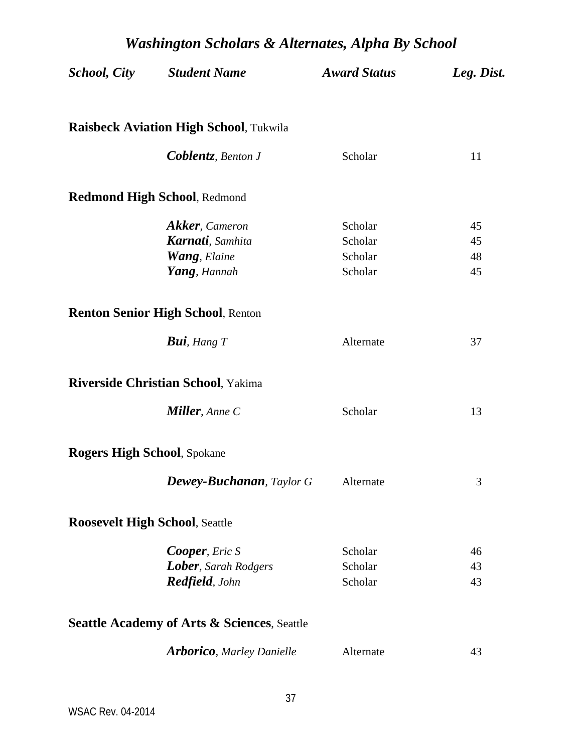## *Washington Scholars & Alternates, Alpha By School*

| *School, City* | *Student Name* | *Award Status* | *Leg. Dist.* |
|---|---|---|---|
| **Raisbeck Aviation High School**, Tukwila | | | |
| | ***Coblentz**, Benton J* | Scholar | 11 |
| **Redmond High School**, Redmond | | | |
| | ***Akker**, Cameron* | Scholar | 45 |
| | ***Karnati**, Samhita* | Scholar | 45 |
| | ***Wang**, Elaine* | Scholar | 48 |
| | ***Yang**, Hannah* | Scholar | 45 |
| **Renton Senior High School**, Renton | | | |
| | ***Bui**, Hang T* | Alternate | 37 |
| **Riverside Christian School**, Yakima | | | |
| | ***Miller**, Anne C* | Scholar | 13 |
| **Rogers High School**, Spokane | | | |
| | ***Dewey-Buchanan**, Taylor G* | Alternate | 3 |
| **Roosevelt High School**, Seattle | | | |
| | ***Cooper**, Eric S* | Scholar | 46 |
| | ***Lober**, Sarah Rodgers* | Scholar | 43 |
| | ***Redfield**, John* | Scholar | 43 |
| **Seattle Academy of Arts & Sciences**, Seattle | | | |
| | ***Arborico**, Marley Danielle* | Alternate | 43 |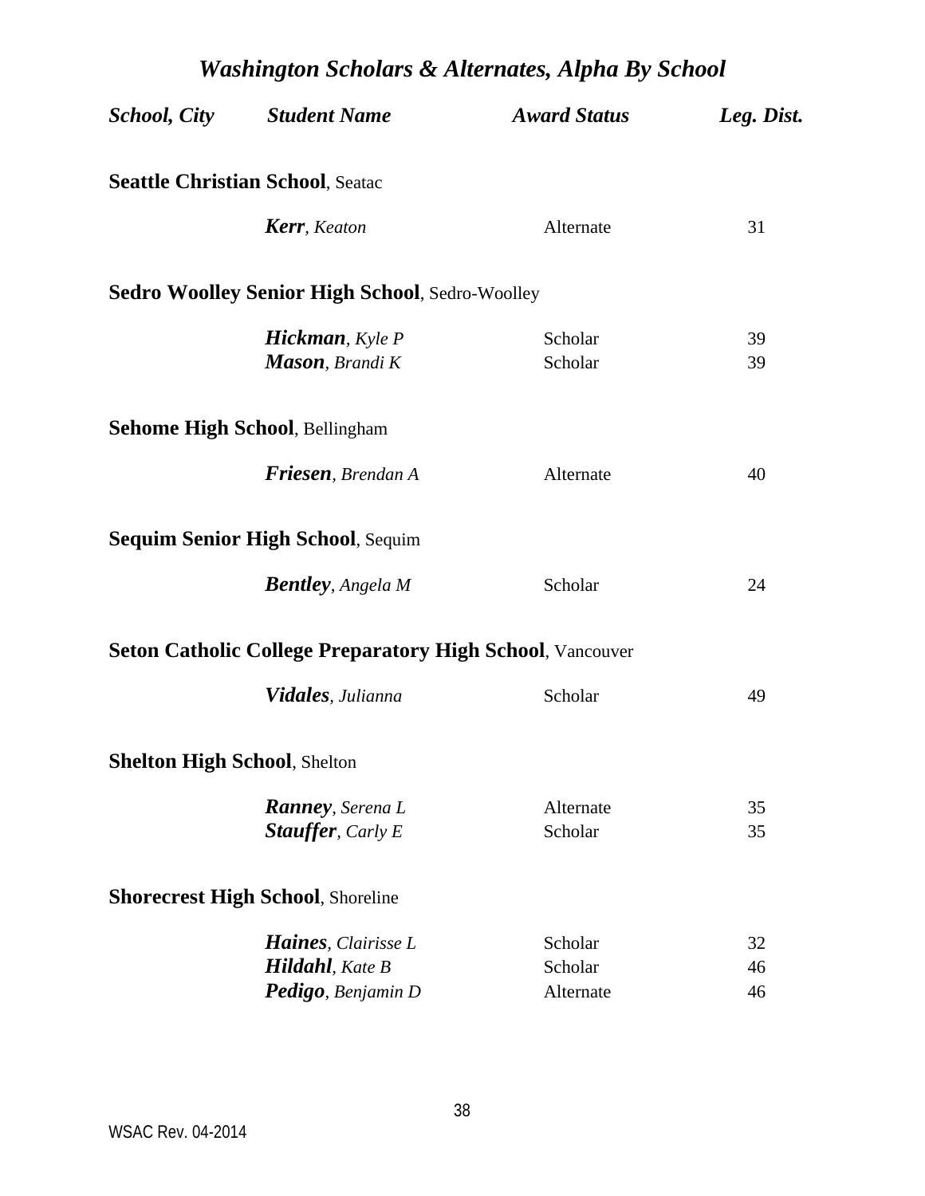# *Washington Scholars & Alternates, Alpha By School*

| *School, City* | *Student Name* | *Award Status* | *Leg. Dist.* |
|---|---|---|---|
| **Seattle Christian School**, Seatac | | | |
| | ***Kerr***, *Keaton* | Alternate | 31 |
| **Sedro Woolley Senior High School**, Sedro-Woolley | | | |
| | ***Hickman***, *Kyle P* | Scholar | 39 |
| | ***Mason***, *Brandi K* | Scholar | 39 |
| **Sehome High School**, Bellingham | | | |
| | ***Friesen***, *Brendan A* | Alternate | 40 |
| **Sequim Senior High School**, Sequim | | | |
| | ***Bentley***, *Angela M* | Scholar | 24 |
| **Seton Catholic College Preparatory High School**, Vancouver | | | |
| | ***Vidales***, *Julianna* | Scholar | 49 |
| **Shelton High School**, Shelton | | | |
| | ***Ranney***, *Serena L* | Alternate | 35 |
| | ***Stauffer***, *Carly E* | Scholar | 35 |
| **Shorecrest High School**, Shoreline | | | |
| | ***Haines***, *Clairisse L* | Scholar | 32 |
| | ***Hildahl***, *Kate B* | Scholar | 46 |
| | ***Pedigo***, *Benjamin D* | Alternate | 46 |

WSAC Rev. 04-2014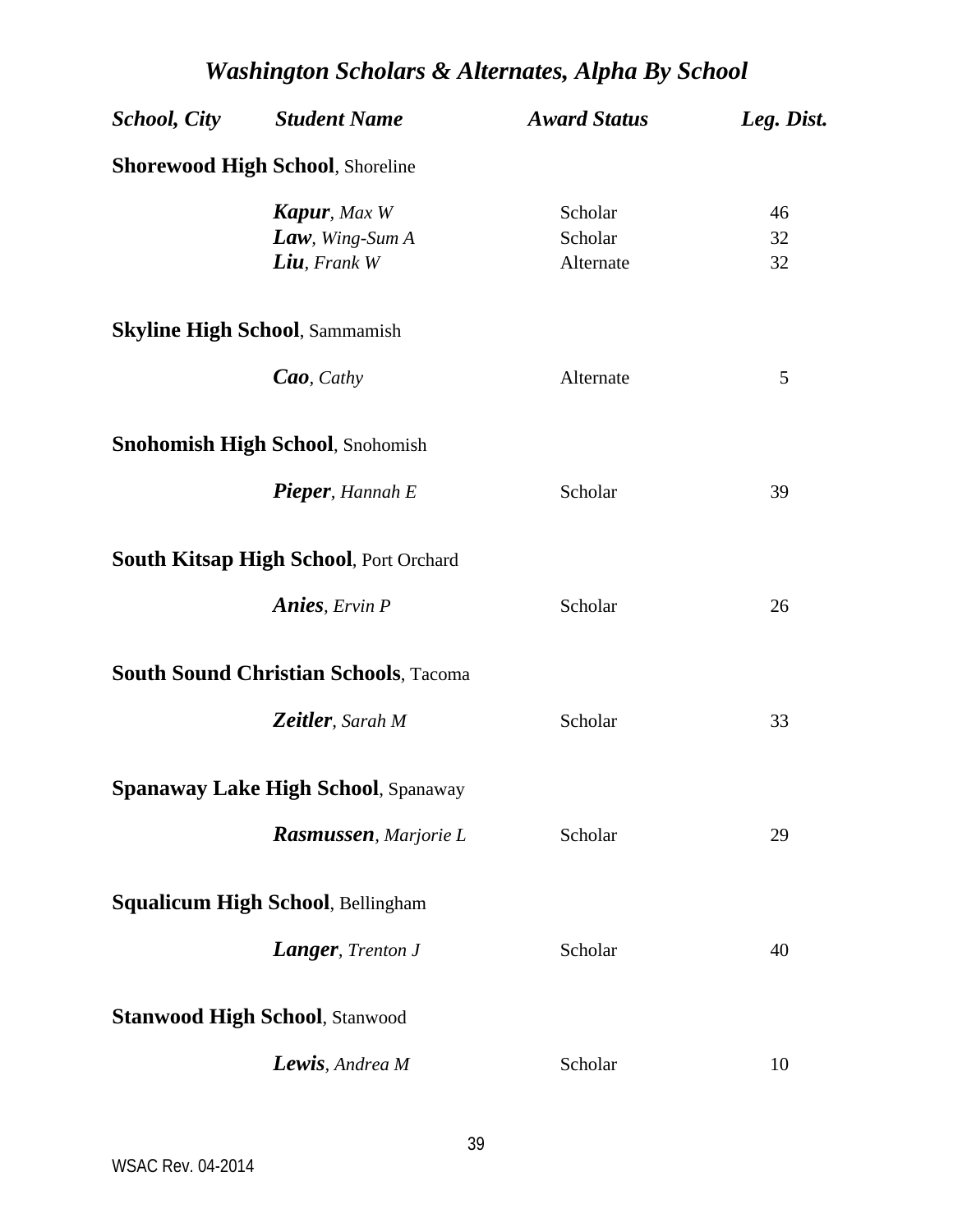# *Washington Scholars & Alternates, Alpha By School*

| *School, City* | *Student Name* | *Award Status* | *Leg. Dist.* |
|---|---|---|---|
| **Shorewood High School**, Shoreline | | | |
| | ***Kapur***, *Max W* | Scholar | 46 |
| | ***Law***, *Wing-Sum A* | Scholar | 32 |
| | ***Liu***, *Frank W* | Alternate | 32 |
| **Skyline High School**, Sammamish | | | |
| | ***Cao***, *Cathy* | Alternate | 5 |
| **Snohomish High School**, Snohomish | | | |
| | ***Pieper***, *Hannah E* | Scholar | 39 |
| **South Kitsap High School**, Port Orchard | | | |
| | ***Anies***, *Ervin P* | Scholar | 26 |
| **South Sound Christian Schools**, Tacoma | | | |
| | ***Zeitler***, *Sarah M* | Scholar | 33 |
| **Spanaway Lake High School**, Spanaway | | | |
| | ***Rasmussen***, *Marjorie L* | Scholar | 29 |
| **Squalicum High School**, Bellingham | | | |
| | ***Langer***, *Trenton J* | Scholar | 40 |
| **Stanwood High School**, Stanwood | | | |
| | ***Lewis***, *Andrea M* | Scholar | 10 |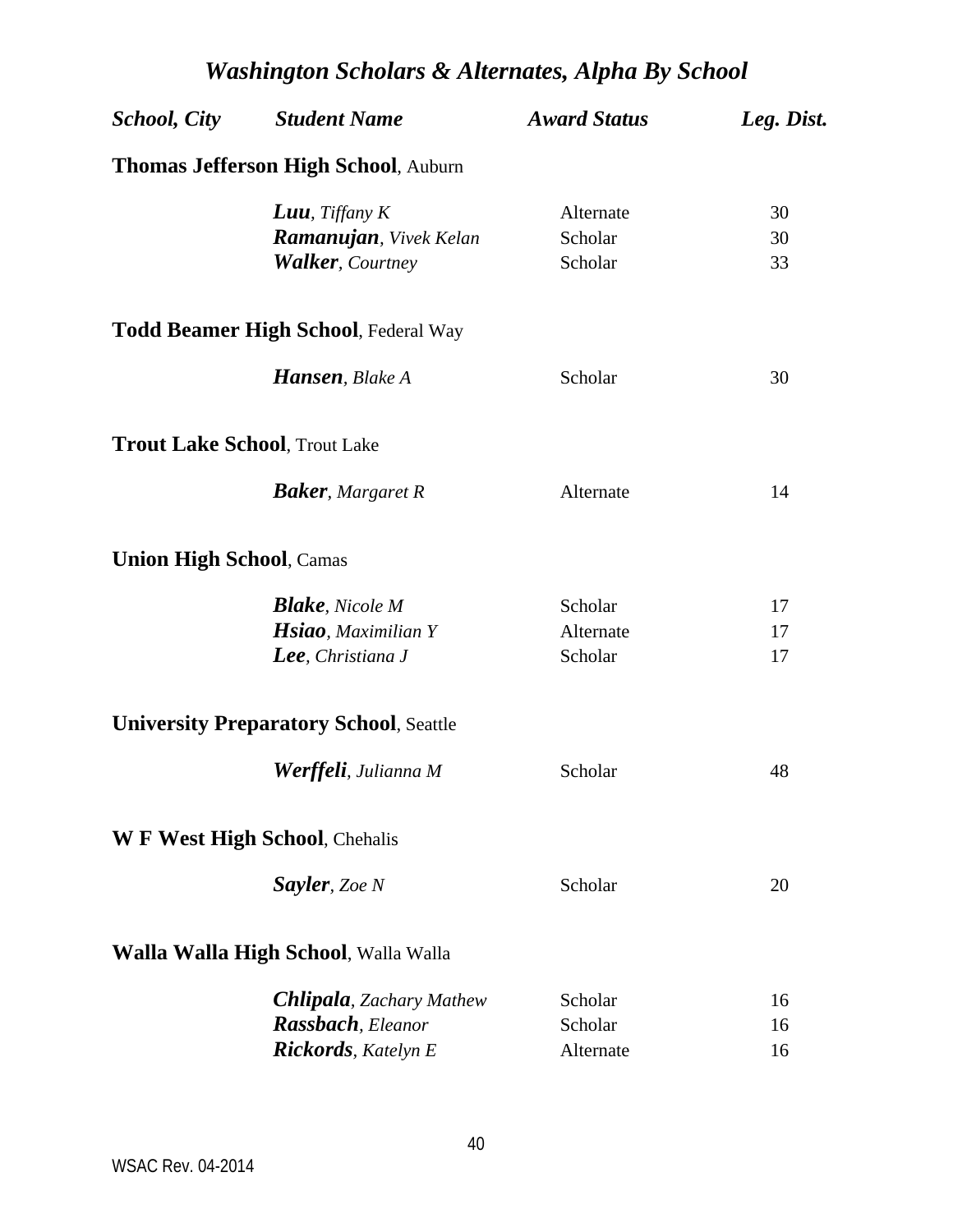# *Washington Scholars & Alternates, Alpha By School*

| *School, City* | *Student Name* | *Award Status* | *Leg. Dist.* |
|---|---|---|---|
| **Thomas Jefferson High School**, Auburn | | | |
| | ***Luu***, *Tiffany K* | Alternate | 30 |
| | ***Ramanujan***, *Vivek Kelan* | Scholar | 30 |
| | ***Walker***, *Courtney* | Scholar | 33 |
| **Todd Beamer High School**, Federal Way | | | |
| | ***Hansen***, *Blake A* | Scholar | 30 |
| **Trout Lake School**, Trout Lake | | | |
| | ***Baker***, *Margaret R* | Alternate | 14 |
| **Union High School**, Camas | | | |
| | ***Blake***, *Nicole M* | Scholar | 17 |
| | ***Hsiao***, *Maximilian Y* | Alternate | 17 |
| | ***Lee***, *Christiana J* | Scholar | 17 |
| **University Preparatory School**, Seattle | | | |
| | ***Werffeli***, *Julianna M* | Scholar | 48 |
| **W F West High School**, Chehalis | | | |
| | ***Sayler***, *Zoe N* | Scholar | 20 |
| **Walla Walla High School**, Walla Walla | | | |
| | ***Chlipala***, *Zachary Mathew* | Scholar | 16 |
| | ***Rassbach***, *Eleanor* | Scholar | 16 |
| | ***Rickords***, *Katelyn E* | Alternate | 16 |

WSAC Rev. 04-2014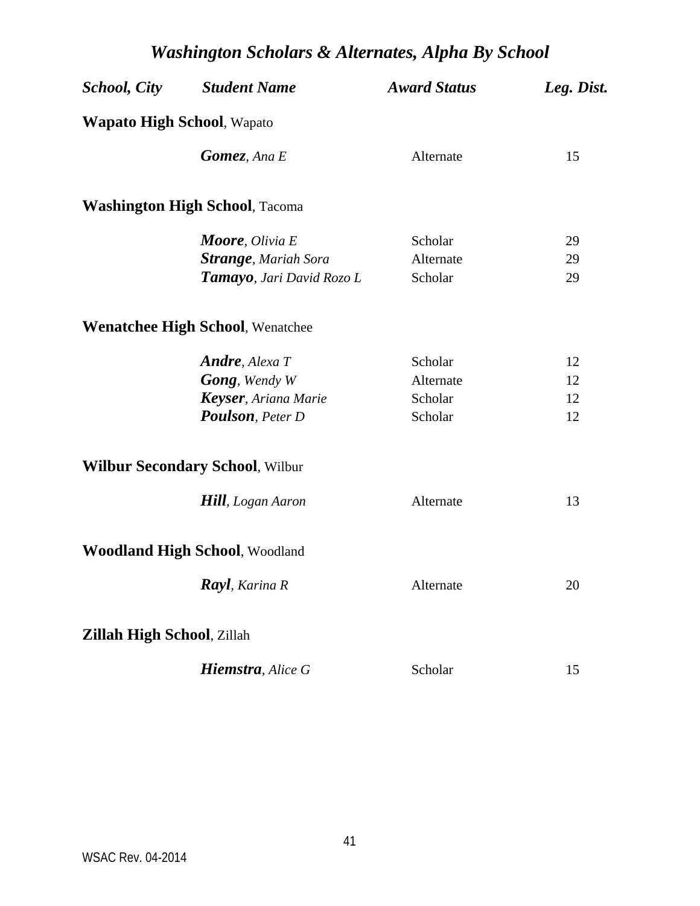# *Washington Scholars & Alternates, Alpha By School*

| *School, City* | *Student Name* | *Award Status* | *Leg. Dist.* |
|---|---|---|---|
| **Wapato High School**, Wapato | | | |
| | ***Gomez**, Ana E* | Alternate | 15 |
| **Washington High School**, Tacoma | | | |
| | ***Moore**, Olivia E* | Scholar | 29 |
| | ***Strange**, Mariah Sora* | Alternate | 29 |
| | ***Tamayo**, Jari David Rozo L* | Scholar | 29 |
| **Wenatchee High School**, Wenatchee | | | |
| | ***Andre**, Alexa T* | Scholar | 12 |
| | ***Gong**, Wendy W* | Alternate | 12 |
| | ***Keyser**, Ariana Marie* | Scholar | 12 |
| | ***Poulson**, Peter D* | Scholar | 12 |
| **Wilbur Secondary School**, Wilbur | | | |
| | ***Hill**, Logan Aaron* | Alternate | 13 |
| **Woodland High School**, Woodland | | | |
| | ***Rayl**, Karina R* | Alternate | 20 |
| **Zillah High School**, Zillah | | | |
| | ***Hiemstra**, Alice G* | Scholar | 15 |

WSAC Rev. 04-2014